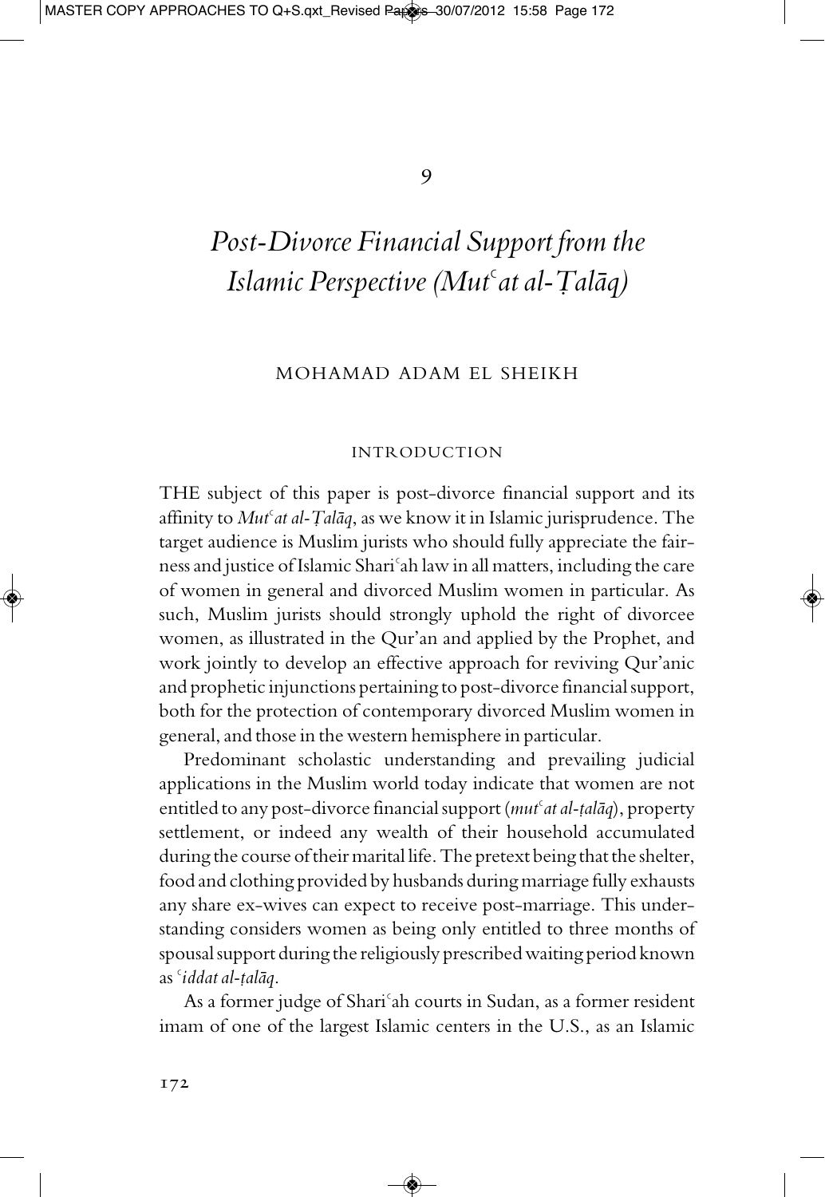9

# *Post-Divorce Financial Support from the Islamic Perspective (Mutᶜat al-Ṭalāq)*

MOHAMAD ADAM EL SHEIKH

## INTRODUCTION

THE subject of this paper is post-divorce financial support and its affinity to *Mutᶜat al-Ṭalāq*, as we know it in Islamic jurisprudence. The target audience is Muslim jurists who should fully appreciate the fairness and justice of Islamic Shariᶜah law in all matters, including the care of women in general and divorced Muslim women in particular. As such, Muslim jurists should strongly uphold the right of divorcee women, as illustrated in the Qur'an and applied by the Prophet, and work jointly to develop an effective approach for reviving Qur'anic and prophetic injunctions pertaining to post-divorce financial support, both for the protection of contemporary divorced Muslim women in general, and those in the western hemisphere in particular.

Predominant scholastic understanding and prevailing judicial applications in the Muslim world today indicate that women are not entitled to any post-divorce financial support (*mutᶜat al-ṭalāq*), property settlement, or indeed any wealth of their household accumulated during the course of their marital life. The pretext being that the shelter, food and clothing provided by husbands during marriage fully exhausts any share ex-wives can expect to receive post-marriage. This understanding considers women as being only entitled to three months of spousal support during the religiously prescribed waiting period known as *ᶜiddat al-ṭalāq*.

As a former judge of Shariᶜah courts in Sudan, as a former resident imam of one of the largest Islamic centers in the U.S., as an Islamic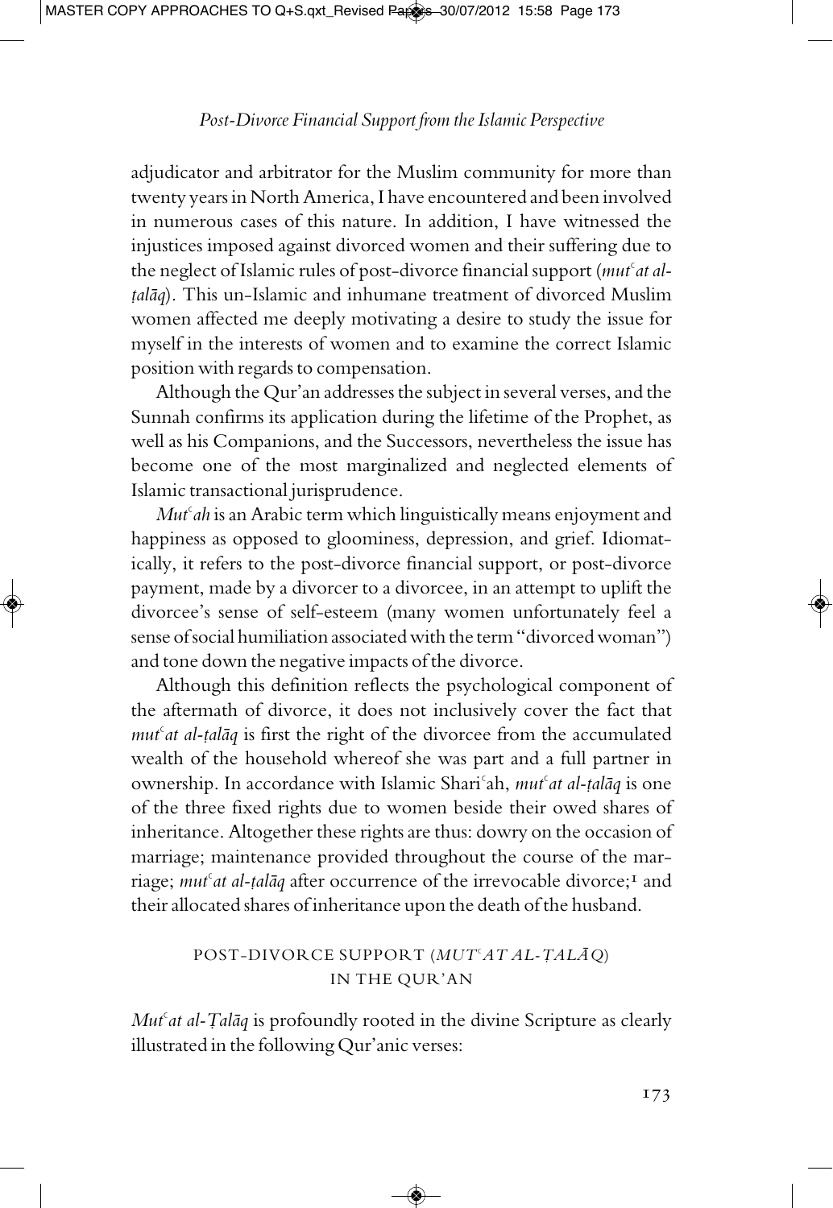adjudicator and arbitrator for the Muslim community for more than twenty years in North America, I have encountered and been involved in numerous cases of this nature. In addition, I have witnessed the injustices imposed against divorced women and their suffering due to the neglect of Islamic rules of post-divorce financial support (*mutʿat al-ṭalāq*). This un-Islamic and inhumane treatment of divorced Muslim women affected me deeply motivating a desire to study the issue for myself in the interests of women and to examine the correct Islamic position with regards to compensation.

Although the Qur'an addresses the subject in several verses, and the Sunnah confirms its application during the lifetime of the Prophet, as well as his Companions, and the Successors, nevertheless the issue has become one of the most marginalized and neglected elements of Islamic transactional jurisprudence.

*Mutʿah* is an Arabic term which linguistically means enjoyment and happiness as opposed to gloominess, depression, and grief. Idiomatically, it refers to the post-divorce financial support, or post-divorce payment, made by a divorcer to a divorcee, in an attempt to uplift the divorcee's sense of self-esteem (many women unfortunately feel a sense of social humiliation associated with the term "divorced woman") and tone down the negative impacts of the divorce.

Although this definition reflects the psychological component of the aftermath of divorce, it does not inclusively cover the fact that *mutʿat al-ṭalāq* is first the right of the divorcee from the accumulated wealth of the household whereof she was part and a full partner in ownership. In accordance with Islamic Shariʿah, *mutʿat al-ṭalāq* is one of the three fixed rights due to women beside their owed shares of inheritance. Altogether these rights are thus: dowry on the occasion of marriage; maintenance provided throughout the course of the marriage; *mutʿat al-ṭalāq* after occurrence of the irrevocable divorce;[1] and their allocated shares of inheritance upon the death of the husband.

## POST-DIVORCE SUPPORT (*MUTʿAT AL-ṬALĀQ*) IN THE QUR'AN

*Mutʿat al-Ṭalāq* is profoundly rooted in the divine Scripture as clearly illustrated in the following Qur'anic verses: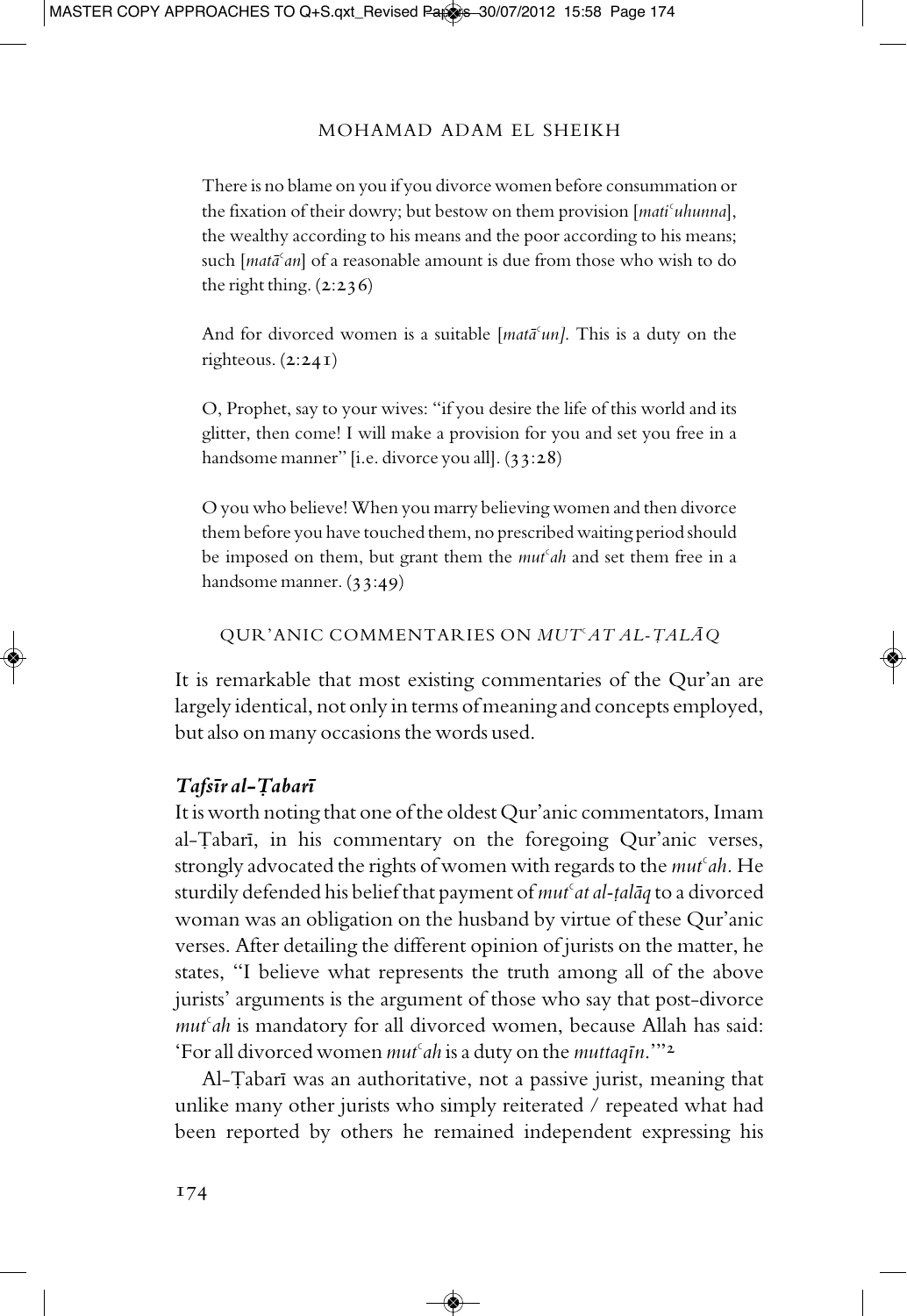There is no blame on you if you divorce women before consummation or the fixation of their dowry; but bestow on them provision [*matiʿuhunna*], the wealthy according to his means and the poor according to his means; such [*matāʿan*] of a reasonable amount is due from those who wish to do the right thing. (2:236)

And for divorced women is a suitable [*matāʿun].* This is a duty on the righteous. (2:241)

O, Prophet, say to your wives: "if you desire the life of this world and its glitter, then come! I will make a provision for you and set you free in a handsome manner" [i.e. divorce you all]. (33:28)

O you who believe! When you marry believing women and then divorce them before you have touched them, no prescribed waiting period should be imposed on them, but grant them the *mutʿah* and set them free in a handsome manner. (33:49)

## QUR'ANIC COMMENTARIES ON *MUTʿAT AL-ṬALĀQ*

It is remarkable that most existing commentaries of the Qur'an are largely identical, not only in terms of meaning and concepts employed, but also on many occasions the words used.

### *Tafsīr al-Ṭabarī*

It is worth noting that one of the oldest Qur'anic commentators, Imam al-Ṭabarī, in his commentary on the foregoing Qur'anic verses, strongly advocated the rights of women with regards to the *mutʿah*. He sturdily defended his belief that payment of *mutʿat al-ṭalāq* to a divorced woman was an obligation on the husband by virtue of these Qur'anic verses. After detailing the different opinion of jurists on the matter, he states, "I believe what represents the truth among all of the above jurists' arguments is the argument of those who say that post-divorce *mutʿah* is mandatory for all divorced women, because Allah has said: 'For all divorced women *mutʿah* is a duty on the *muttaqīn*.'"[2]

Al-Ṭabarī was an authoritative, not a passive jurist, meaning that unlike many other jurists who simply reiterated / repeated what had been reported by others he remained independent expressing his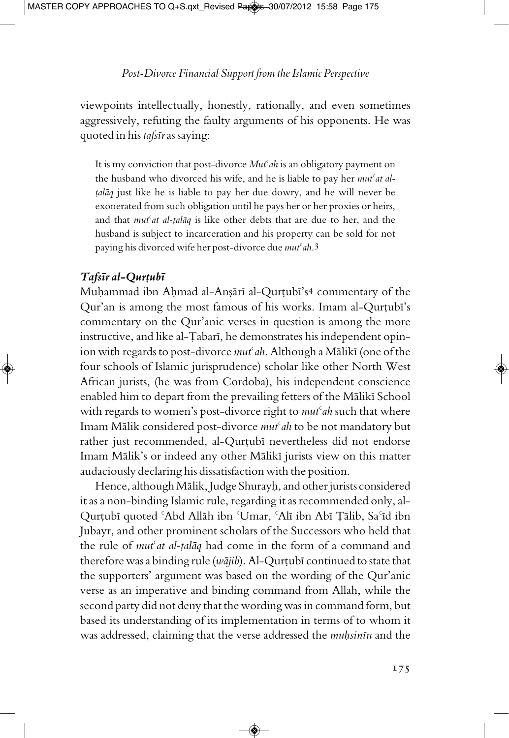viewpoints intellectually, honestly, rationally, and even sometimes aggressively, refuting the faulty arguments of his opponents. He was quoted in his *tafsīr* as saying:

> It is my conviction that post-divorce *Mutʿah* is an obligatory payment on the husband who divorced his wife, and he is liable to pay her *mutʿat al-ṭalāq* just like he is liable to pay her due dowry, and he will never be exonerated from such obligation until he pays her or her proxies or heirs, and that *mutʿat al-ṭalāq* is like other debts that are due to her, and the husband is subject to incarceration and his property can be sold for not paying his divorced wife her post-divorce due *mutʿah*.[3]

### *Tafsīr al-Qurṭubī*

Muḥammad ibn Aḥmad al-Anṣārī al-Qurṭubī's[4] commentary of the Qur'an is among the most famous of his works. Imam al-Qurṭubī's commentary on the Qur'anic verses in question is among the more instructive, and like al-Ṭabarī, he demonstrates his independent opinion with regards to post-divorce *mutʿah*. Although a Mālikī (one of the four schools of Islamic jurisprudence) scholar like other North West African jurists, (he was from Cordoba), his independent conscience enabled him to depart from the prevailing fetters of the Mālikī School with regards to women's post-divorce right to *mutʿah* such that where Imam Mālik considered post-divorce *mutʿah* to be not mandatory but rather just recommended, al-Qurṭubī nevertheless did not endorse Imam Mālik's or indeed any other Mālikī jurists view on this matter audaciously declaring his dissatisfaction with the position.

Hence, although Mālik, Judge Shurayḥ, and other jurists considered it as a non-binding Islamic rule, regarding it as recommended only, al-Qurṭubī quoted ʿAbd Allāh ibn ʿUmar, ʿAlī ibn Abī Ṭālib, Saʿīd ibn Jubayr, and other prominent scholars of the Successors who held that the rule of *mutʿat al-ṭalāq* had come in the form of a command and therefore was a binding rule (*wājib*). Al-Qurṭubī continued to state that the supporters' argument was based on the wording of the Qur'anic verse as an imperative and binding command from Allah, while the second party did not deny that the wording was in command form, but based its understanding of its implementation in terms of to whom it was addressed, claiming that the verse addressed the *muḥsinīn* and the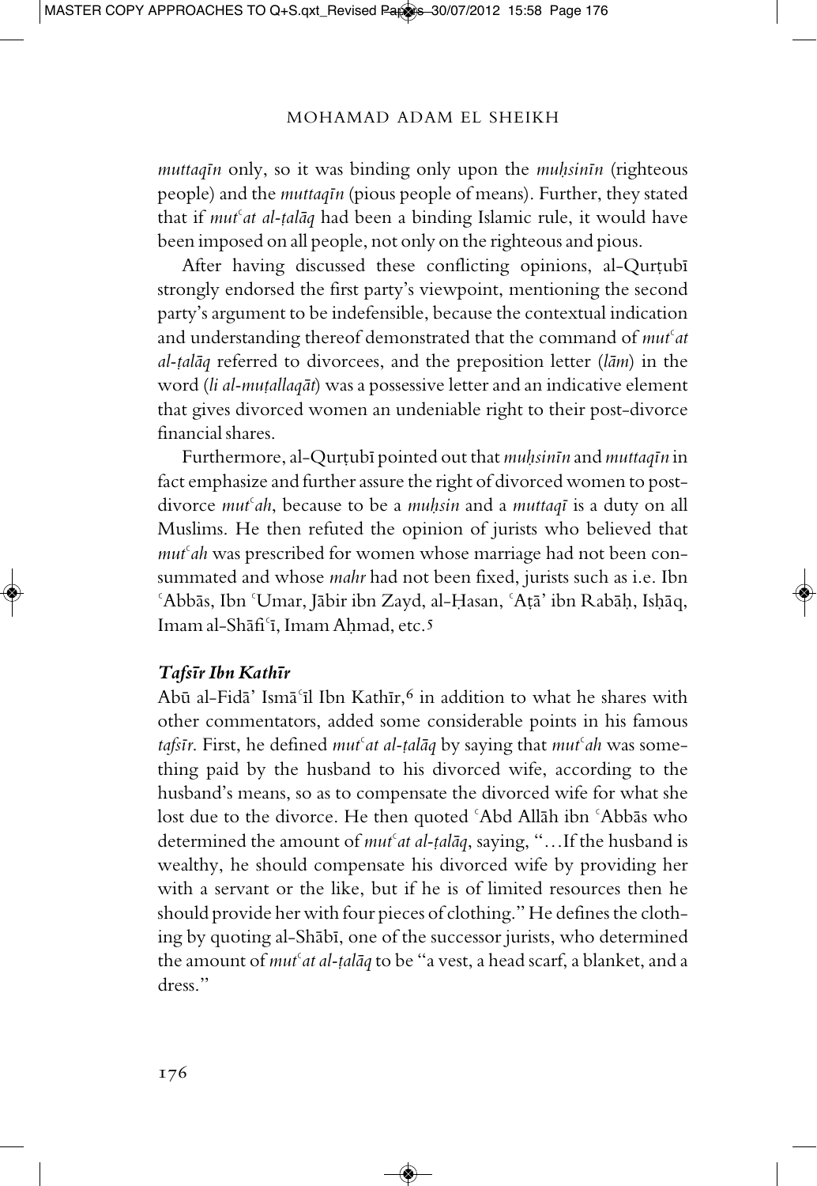*muttaqīn* only, so it was binding only upon the *muḥsinīn* (righteous people) and the *muttaqīn* (pious people of means). Further, they stated that if *mutʿat al-ṭalāq* had been a binding Islamic rule, it would have been imposed on all people, not only on the righteous and pious.

After having discussed these conflicting opinions, al-Qurṭubī strongly endorsed the first party's viewpoint, mentioning the second party's argument to be indefensible, because the contextual indication and understanding thereof demonstrated that the command of *mutʿat al-ṭalāq* referred to divorcees, and the preposition letter (*lām*) in the word (*li al-muṭallaqāt*) was a possessive letter and an indicative element that gives divorced women an undeniable right to their post-divorce financial shares.

Furthermore, al-Qurṭubī pointed out that *muḥsinīn* and *muttaqīn* in fact emphasize and further assure the right of divorced women to post-divorce *mutʿah*, because to be a *muḥsin* and a *muttaqī* is a duty on all Muslims. He then refuted the opinion of jurists who believed that *mutʿah* was prescribed for women whose marriage had not been consummated and whose *mahr* had not been fixed, jurists such as i.e. Ibn ʿAbbās, Ibn ʿUmar, Jābir ibn Zayd, al-Ḥasan, ʿAṭā' ibn Rabāḥ, Isḥāq, Imam al-Shāfiʿī, Imam Aḥmad, etc.[5]

### *Tafsīr Ibn Kathīr*

Abū al-Fidā' Ismāʿīl Ibn Kathīr,[6] in addition to what he shares with other commentators, added some considerable points in his famous *tafsīr*. First, he defined *mutʿat al-ṭalāq* by saying that *mutʿah* was something paid by the husband to his divorced wife, according to the husband's means, so as to compensate the divorced wife for what she lost due to the divorce. He then quoted ʿAbd Allāh ibn ʿAbbās who determined the amount of *mutʿat al-ṭalāq*, saying, "…If the husband is wealthy, he should compensate his divorced wife by providing her with a servant or the like, but if he is of limited resources then he should provide her with four pieces of clothing." He defines the clothing by quoting al-Shābī, one of the successor jurists, who determined the amount of *mutʿat al-ṭalāq* to be "a vest, a head scarf, a blanket, and a dress."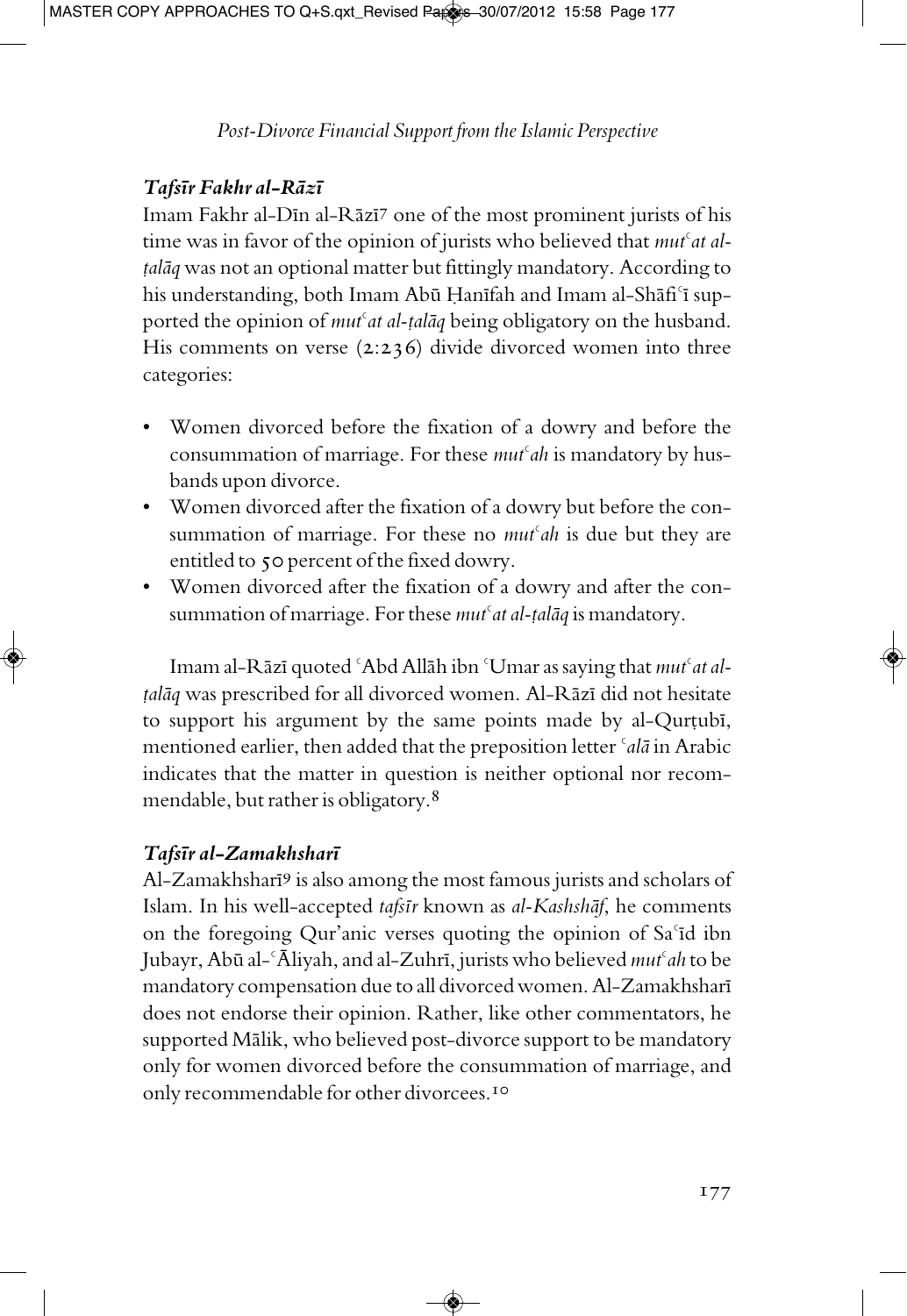### *Tafsīr Fakhr al-Rāzī*

Imam Fakhr al-Dīn al-Rāzī[7] one of the most prominent jurists of his time was in favor of the opinion of jurists who believed that *mutʿat al-ṭalāq* was not an optional matter but fittingly mandatory. According to his understanding, both Imam Abū Ḥanīfah and Imam al-Shāfiʿī supported the opinion of *mutʿat al-ṭalāq* being obligatory on the husband. His comments on verse (2:236) divide divorced women into three categories:

- Women divorced before the fixation of a dowry and before the consummation of marriage. For these *mutʿah* is mandatory by husbands upon divorce.
- Women divorced after the fixation of a dowry but before the consummation of marriage. For these no *mutʿah* is due but they are entitled to 50 percent of the fixed dowry.
- Women divorced after the fixation of a dowry and after the consummation of marriage. For these *mutʿat al-ṭalāq* is mandatory.

Imam al-Rāzī quoted ʿAbd Allāh ibn ʿUmar as saying that *mutʿat al-ṭalāq* was prescribed for all divorced women. Al-Rāzī did not hesitate to support his argument by the same points made by al-Qurṭubī, mentioned earlier, then added that the preposition letter *ʿalā* in Arabic indicates that the matter in question is neither optional nor recommendable, but rather is obligatory.[8]

### *Tafsīr al-Zamakhsharī*

Al-Zamakhsharī[9] is also among the most famous jurists and scholars of Islam. In his well-accepted *tafsīr* known as *al-Kashshāf*, he comments on the foregoing Qur'anic verses quoting the opinion of Saʿīd ibn Jubayr, Abū al-ʿĀliyah, and al-Zuhrī, jurists who believed *mutʿah* to be mandatory compensation due to all divorced women. Al-Zamakhsharī does not endorse their opinion. Rather, like other commentators, he supported Mālik, who believed post-divorce support to be mandatory only for women divorced before the consummation of marriage, and only recommendable for other divorcees.[10]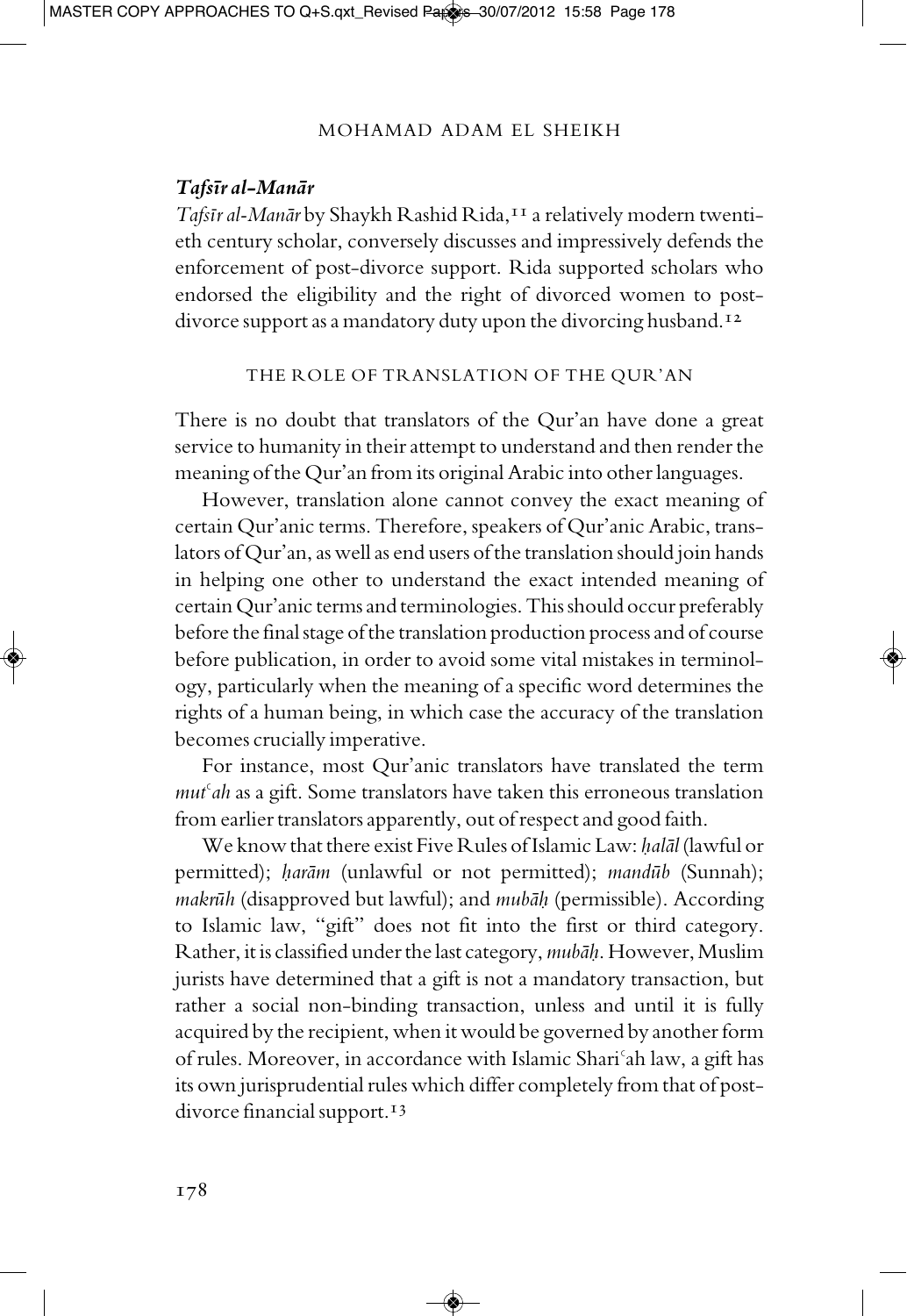### *Tafsīr al-Manār*

*Tafsīr al-Manār* by Shaykh Rashid Rida,[11] a relatively modern twentieth century scholar, conversely discusses and impressively defends the enforcement of post-divorce support. Rida supported scholars who endorsed the eligibility and the right of divorced women to post-divorce support as a mandatory duty upon the divorcing husband.[12]

## THE ROLE OF TRANSLATION OF THE QUR'AN

There is no doubt that translators of the Qur'an have done a great service to humanity in their attempt to understand and then render the meaning of the Qur'an from its original Arabic into other languages.

However, translation alone cannot convey the exact meaning of certain Qur'anic terms. Therefore, speakers of Qur'anic Arabic, translators of Qur'an, as well as end users of the translation should join hands in helping one other to understand the exact intended meaning of certain Qur'anic terms and terminologies. This should occur preferably before the final stage of the translation production process and of course before publication, in order to avoid some vital mistakes in terminology, particularly when the meaning of a specific word determines the rights of a human being, in which case the accuracy of the translation becomes crucially imperative.

For instance, most Qur'anic translators have translated the term *mutʿah* as a gift. Some translators have taken this erroneous translation from earlier translators apparently, out of respect and good faith.

We know that there exist Five Rules of Islamic Law: *ḥalāl* (lawful or permitted); *ḥarām* (unlawful or not permitted); *mandūb* (Sunnah); *makrūh* (disapproved but lawful); and *mubāḥ* (permissible). According to Islamic law, "gift" does not fit into the first or third category. Rather, it is classified under the last category, *mubāḥ*. However, Muslim jurists have determined that a gift is not a mandatory transaction, but rather a social non-binding transaction, unless and until it is fully acquired by the recipient, when it would be governed by another form of rules. Moreover, in accordance with Islamic Shariʿah law, a gift has its own jurisprudential rules which differ completely from that of post-divorce financial support.[13]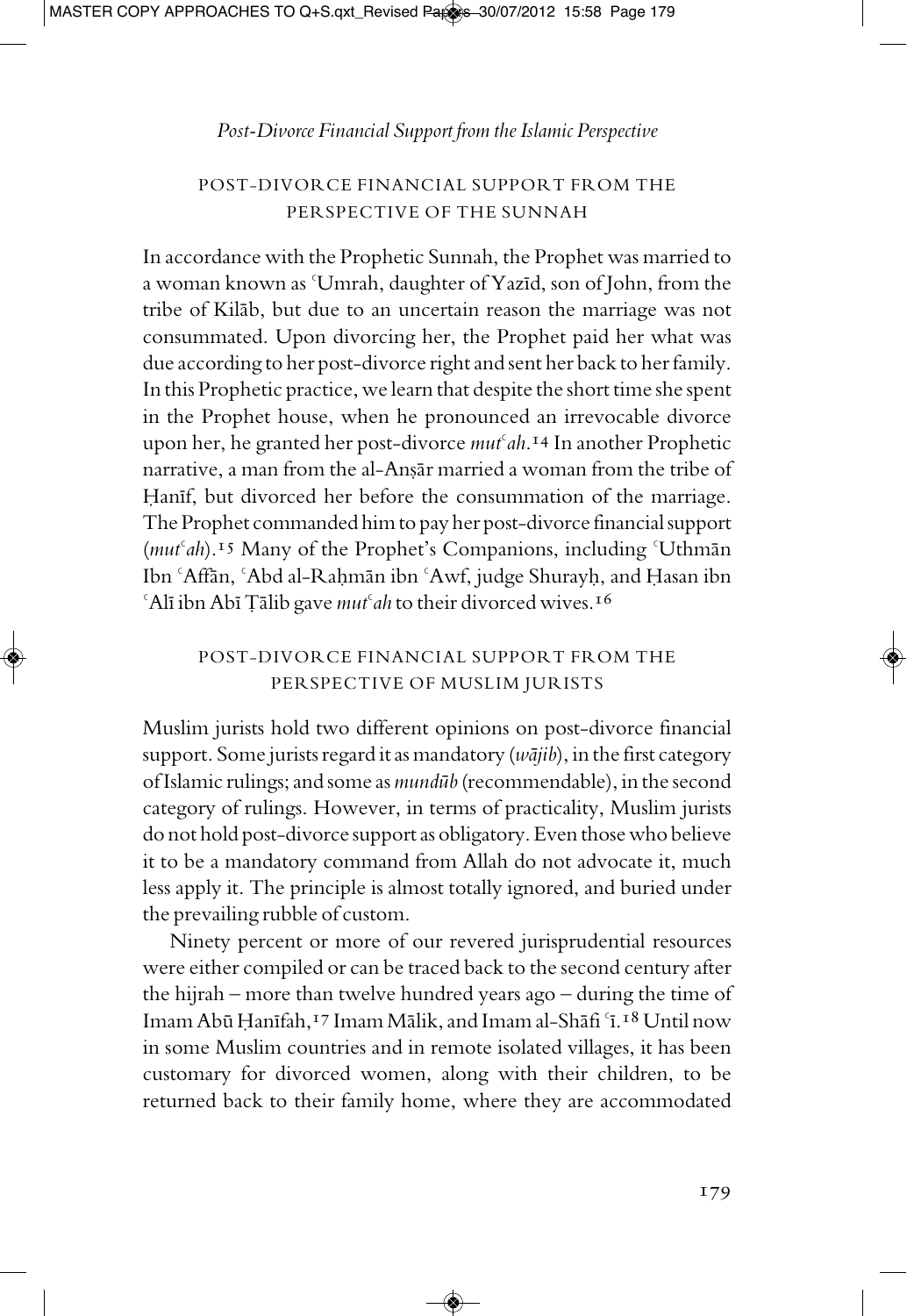## POST-DIVORCE FINANCIAL SUPPORT FROM THE PERSPECTIVE OF THE SUNNAH

In accordance with the Prophetic Sunnah, the Prophet was married to a woman known as ʿUmrah, daughter of Yazīd, son of John, from the tribe of Kilāb, but due to an uncertain reason the marriage was not consummated. Upon divorcing her, the Prophet paid her what was due according to her post-divorce right and sent her back to her family. In this Prophetic practice, we learn that despite the short time she spent in the Prophet house, when he pronounced an irrevocable divorce upon her, he granted her post-divorce *mutʿah*.[14] In another Prophetic narrative, a man from the al-Anṣār married a woman from the tribe of Ḥanīf, but divorced her before the consummation of the marriage. The Prophet commanded him to pay her post-divorce financial support (*mutʿah*).[15] Many of the Prophet's Companions, including ʿUthmān Ibn ʿAffān, ʿAbd al-Raḥmān ibn ʿAwf, judge Shurayḥ, and Ḥasan ibn ʿAlī ibn Abī Ṭālib gave *mutʿah* to their divorced wives.[16]

## POST-DIVORCE FINANCIAL SUPPORT FROM THE PERSPECTIVE OF MUSLIM JURISTS

Muslim jurists hold two different opinions on post-divorce financial support. Some jurists regard it as mandatory (*wājib*), in the first category of Islamic rulings; and some as *mundūb* (recommendable), in the second category of rulings. However, in terms of practicality, Muslim jurists do not hold post-divorce support as obligatory. Even those who believe it to be a mandatory command from Allah do not advocate it, much less apply it. The principle is almost totally ignored, and buried under the prevailing rubble of custom.

Ninety percent or more of our revered jurisprudential resources were either compiled or can be traced back to the second century after the hijrah – more than twelve hundred years ago – during the time of Imam Abū Ḥanīfah,[17] Imam Mālik, and Imam al-Shāfiʿī.[18] Until now in some Muslim countries and in remote isolated villages, it has been customary for divorced women, along with their children, to be returned back to their family home, where they are accommodated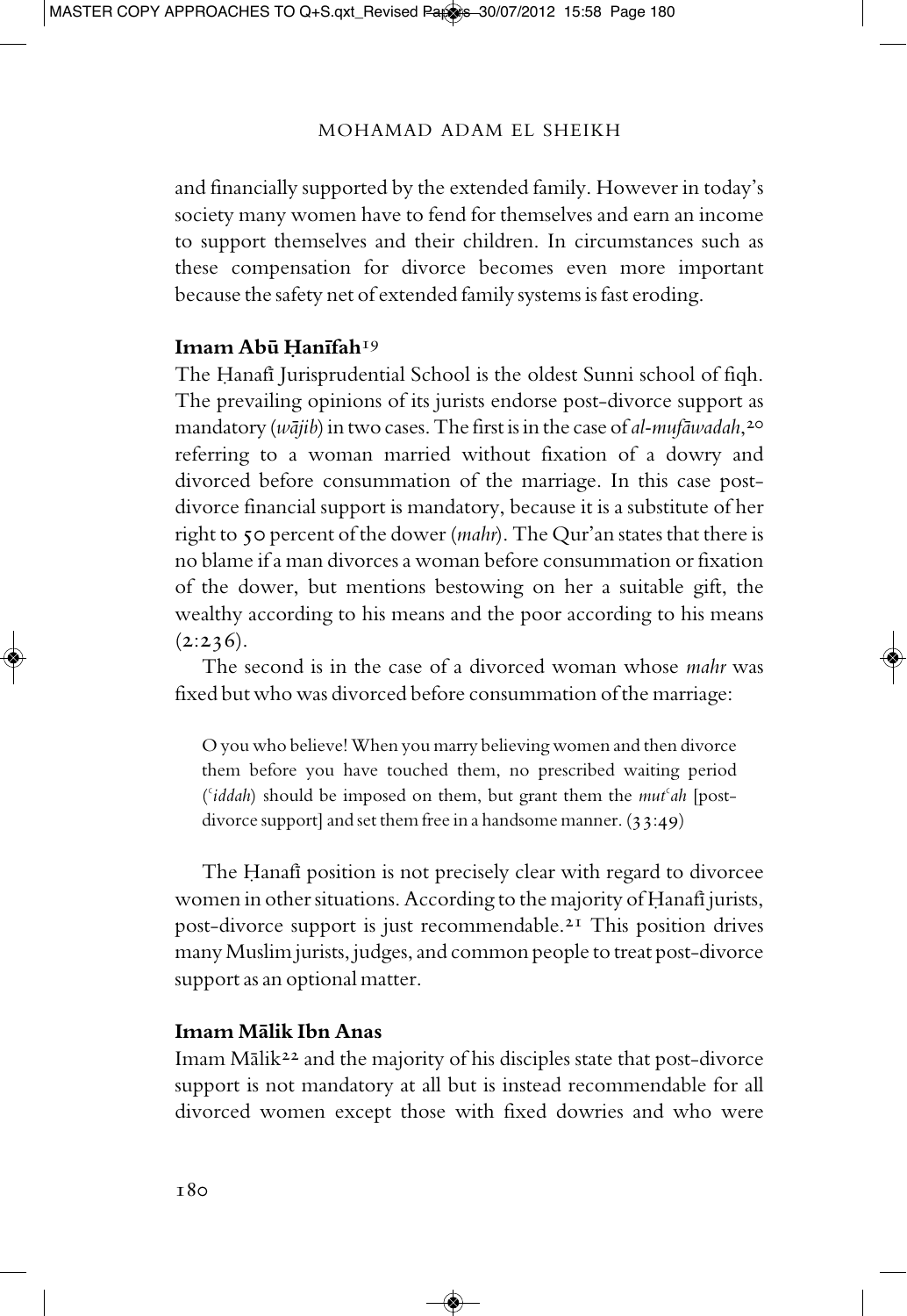and financially supported by the extended family. However in today's society many women have to fend for themselves and earn an income to support themselves and their children. In circumstances such as these compensation for divorce becomes even more important because the safety net of extended family systems is fast eroding.

### Imam Abū Ḥanīfah[19]

The Ḥanafī Jurisprudential School is the oldest Sunni school of fiqh. The prevailing opinions of its jurists endorse post-divorce support as mandatory (*wājib*) in two cases. The first is in the case of *al-mufāwadah*,[20] referring to a woman married without fixation of a dowry and divorced before consummation of the marriage. In this case post-divorce financial support is mandatory, because it is a substitute of her right to 50 percent of the dower (*mahr*). The Qur'an states that there is no blame if a man divorces a woman before consummation or fixation of the dower, but mentions bestowing on her a suitable gift, the wealthy according to his means and the poor according to his means (2:236).

The second is in the case of a divorced woman whose *mahr* was fixed but who was divorced before consummation of the marriage:

> O you who believe! When you marry believing women and then divorce them before you have touched them, no prescribed waiting period (*ʿiddah*) should be imposed on them, but grant them the *mutʿah* [post-divorce support] and set them free in a handsome manner. (33:49)

The Ḥanafī position is not precisely clear with regard to divorcee women in other situations. According to the majority of Ḥanafī jurists, post-divorce support is just recommendable.[21] This position drives many Muslim jurists, judges, and common people to treat post-divorce support as an optional matter.

### Imam Mālik Ibn Anas

Imam Mālik[22] and the majority of his disciples state that post-divorce support is not mandatory at all but is instead recommendable for all divorced women except those with fixed dowries and who were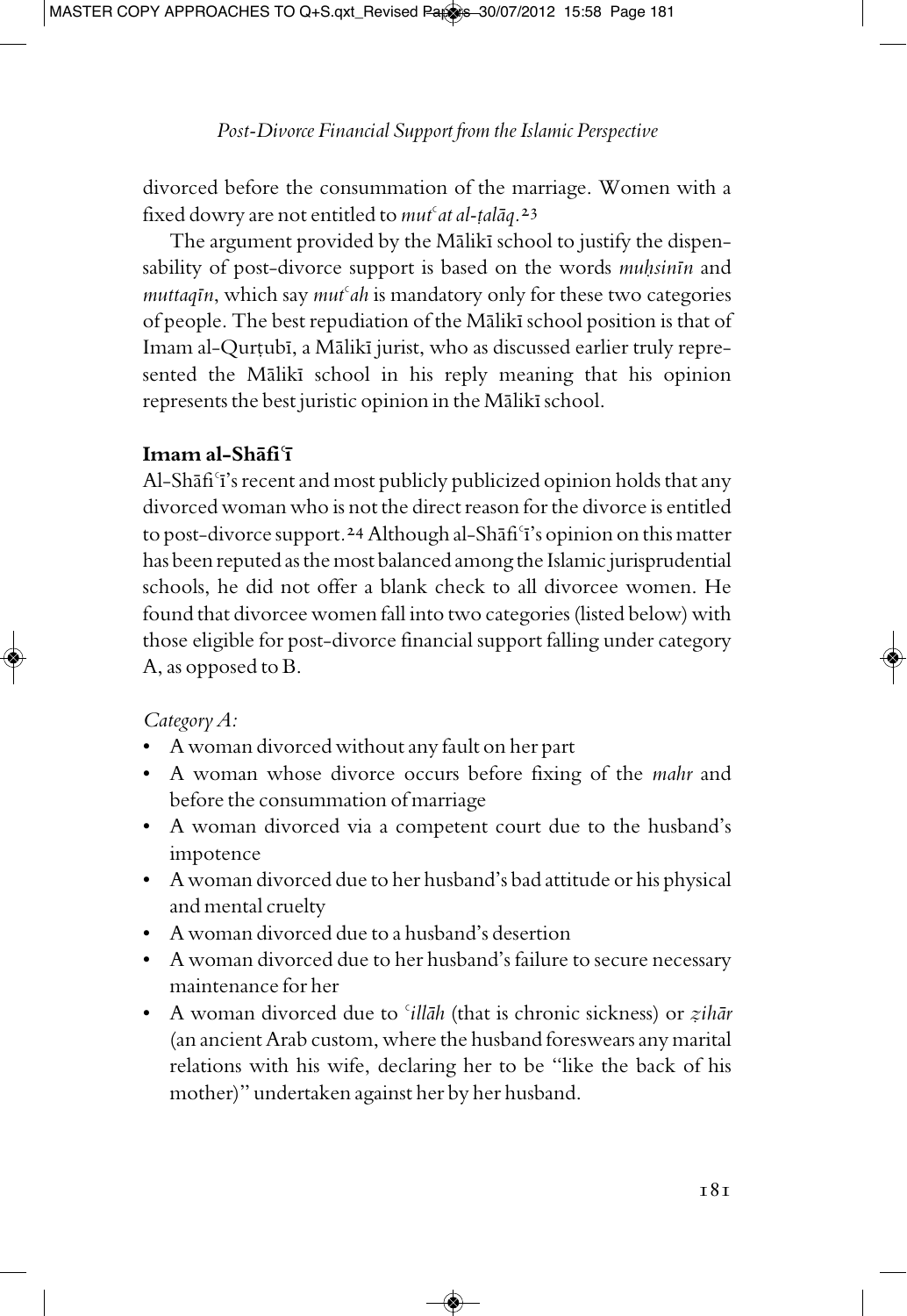divorced before the consummation of the marriage. Women with a fixed dowry are not entitled to *mutʿat al-ṭalāq*.[23]

The argument provided by the Mālikī school to justify the dispensability of post-divorce support is based on the words *muḥsinīn* and *muttaqīn*, which say *mutʿah* is mandatory only for these two categories of people. The best repudiation of the Mālikī school position is that of Imam al-Qurṭubī, a Mālikī jurist, who as discussed earlier truly represented the Mālikī school in his reply meaning that his opinion represents the best juristic opinion in the Mālikī school.

### Imam al-Shāfiʿī

Al-Shāfiʿī's recent and most publicly publicized opinion holds that any divorced woman who is not the direct reason for the divorce is entitled to post-divorce support.[24] Although al-Shāfiʿī's opinion on this matter has been reputed as the most balanced among the Islamic jurisprudential schools, he did not offer a blank check to all divorcee women. He found that divorcee women fall into two categories (listed below) with those eligible for post-divorce financial support falling under category A, as opposed to B.

*Category A:*

- A woman divorced without any fault on her part
- A woman whose divorce occurs before fixing of the *mahr* and before the consummation of marriage
- A woman divorced via a competent court due to the husband's impotence
- A woman divorced due to her husband's bad attitude or his physical and mental cruelty
- A woman divorced due to a husband's desertion
- A woman divorced due to her husband's failure to secure necessary maintenance for her
- A woman divorced due to *ʿillāh* (that is chronic sickness) or *ẓihār* (an ancient Arab custom, where the husband foreswears any marital relations with his wife, declaring her to be "like the back of his mother)" undertaken against her by her husband.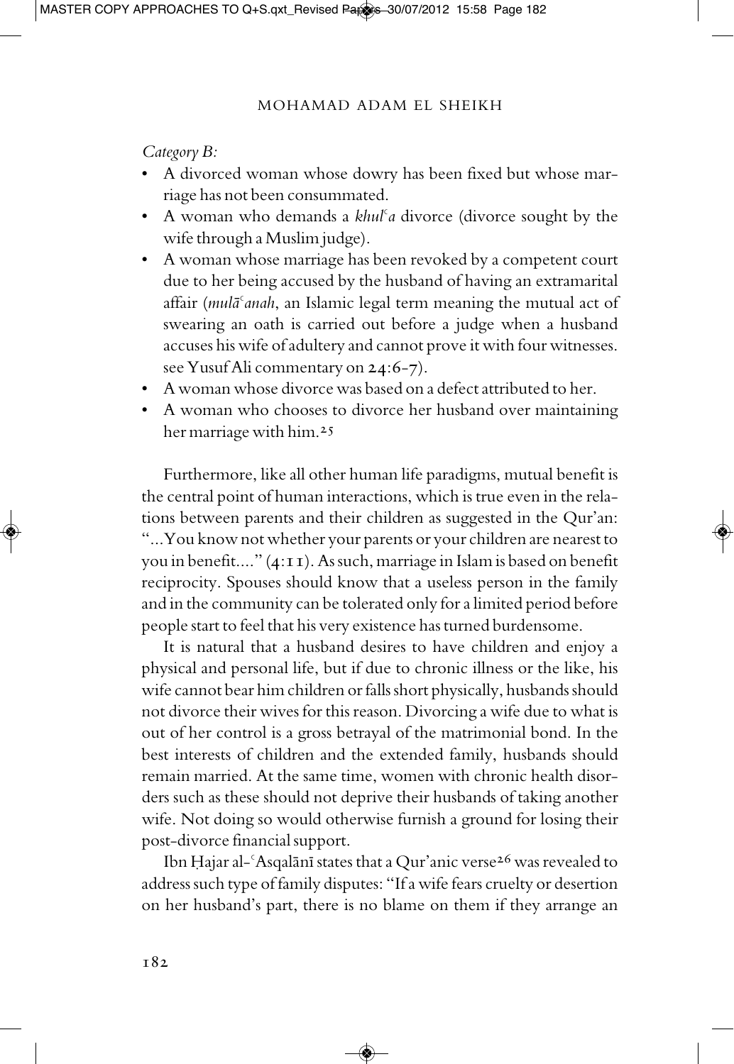*Category B:*

- A divorced woman whose dowry has been fixed but whose marriage has not been consummated.
- A woman who demands a *khulʿa* divorce (divorce sought by the wife through a Muslim judge).
- A woman whose marriage has been revoked by a competent court due to her being accused by the husband of having an extramarital affair (*mulāʿanah*, an Islamic legal term meaning the mutual act of swearing an oath is carried out before a judge when a husband accuses his wife of adultery and cannot prove it with four witnesses. see Yusuf Ali commentary on 24:6-7).
- A woman whose divorce was based on a defect attributed to her.
- A woman who chooses to divorce her husband over maintaining her marriage with him.[25]

Furthermore, like all other human life paradigms, mutual benefit is the central point of human interactions, which is true even in the relations between parents and their children as suggested in the Qur'an: "...You know not whether your parents or your children are nearest to you in benefit...." (4:11). As such, marriage in Islam is based on benefit reciprocity. Spouses should know that a useless person in the family and in the community can be tolerated only for a limited period before people start to feel that his very existence has turned burdensome.

It is natural that a husband desires to have children and enjoy a physical and personal life, but if due to chronic illness or the like, his wife cannot bear him children or falls short physically, husbands should not divorce their wives for this reason. Divorcing a wife due to what is out of her control is a gross betrayal of the matrimonial bond. In the best interests of children and the extended family, husbands should remain married. At the same time, women with chronic health disorders such as these should not deprive their husbands of taking another wife. Not doing so would otherwise furnish a ground for losing their post-divorce financial support.

Ibn Ḥajar al-ʿAsqalānī states that a Qur'anic verse[26] was revealed to address such type of family disputes: "If a wife fears cruelty or desertion on her husband's part, there is no blame on them if they arrange an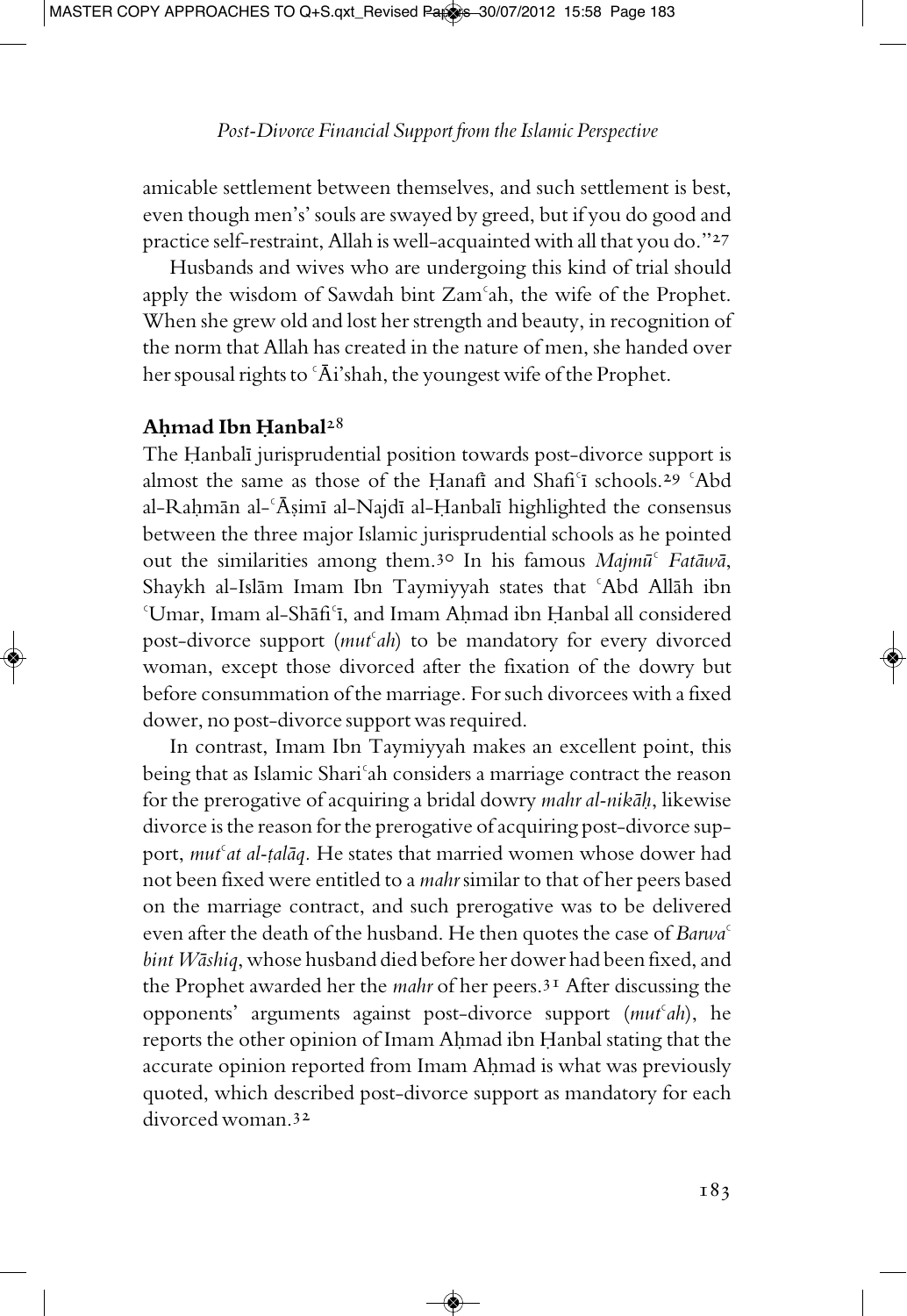amicable settlement between themselves, and such settlement is best, even though men's' souls are swayed by greed, but if you do good and practice self-restraint, Allah is well-acquainted with all that you do."[27]

Husbands and wives who are undergoing this kind of trial should apply the wisdom of Sawdah bint Zamʿah, the wife of the Prophet. When she grew old and lost her strength and beauty, in recognition of the norm that Allah has created in the nature of men, she handed over her spousal rights to ʿĀi'shah, the youngest wife of the Prophet.

## Aḥmad Ibn Ḥanbal[28]

The Ḥanbalī jurisprudential position towards post-divorce support is almost the same as those of the Ḥanafī and Shafiʿī schools.[29] ʿAbd al-Raḥmān al-ʿĀṣimī al-Najdī al-Ḥanbalī highlighted the consensus between the three major Islamic jurisprudential schools as he pointed out the similarities among them.[30] In his famous *Majmūʿ Fatāwā*, Shaykh al-Islām Imam Ibn Taymiyyah states that ʿAbd Allāh ibn ʿUmar, Imam al-Shāfiʿī, and Imam Aḥmad ibn Ḥanbal all considered post-divorce support (*mutʿah*) to be mandatory for every divorced woman, except those divorced after the fixation of the dowry but before consummation of the marriage. For such divorcees with a fixed dower, no post-divorce support was required.

In contrast, Imam Ibn Taymiyyah makes an excellent point, this being that as Islamic Shariʿah considers a marriage contract the reason for the prerogative of acquiring a bridal dowry *mahr al-nikāḥ*, likewise divorce is the reason for the prerogative of acquiring post-divorce support, *mutʿat al-ṭalāq*. He states that married women whose dower had not been fixed were entitled to a *mahr* similar to that of her peers based on the marriage contract, and such prerogative was to be delivered even after the death of the husband. He then quotes the case of *Barwaʿ bint Wāshiq*, whose husband died before her dower had been fixed, and the Prophet awarded her the *mahr* of her peers.[31] After discussing the opponents' arguments against post-divorce support (*mutʿah*), he reports the other opinion of Imam Aḥmad ibn Ḥanbal stating that the accurate opinion reported from Imam Aḥmad is what was previously quoted, which described post-divorce support as mandatory for each divorced woman.[32]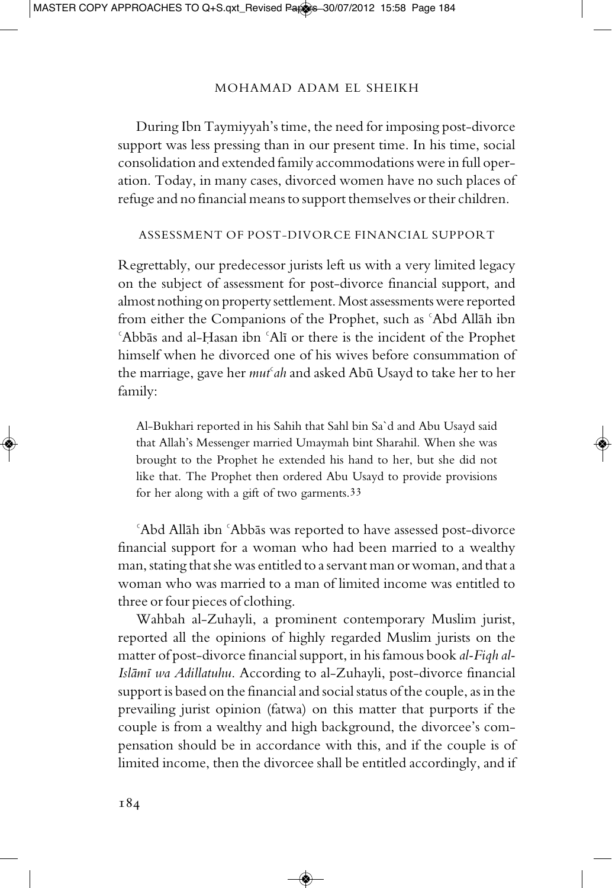During Ibn Taymiyyah's time, the need for imposing post-divorce support was less pressing than in our present time. In his time, social consolidation and extended family accommodations were in full operation. Today, in many cases, divorced women have no such places of refuge and no financial means to support themselves or their children.

## ASSESSMENT OF POST-DIVORCE FINANCIAL SUPPORT

Regrettably, our predecessor jurists left us with a very limited legacy on the subject of assessment for post-divorce financial support, and almost nothing on property settlement. Most assessments were reported from either the Companions of the Prophet, such as ʿAbd Allāh ibn ʿAbbās and al-Ḥasan ibn ʿAlī or there is the incident of the Prophet himself when he divorced one of his wives before consummation of the marriage, gave her *mutʿah* and asked Abū Usayd to take her to her family:

> Al-Bukhari reported in his Sahih that Sahl bin Sa`d and Abu Usayd said that Allah's Messenger married Umaymah bint Sharahil. When she was brought to the Prophet he extended his hand to her, but she did not like that. The Prophet then ordered Abu Usayd to provide provisions for her along with a gift of two garments.[33]

ʿAbd Allāh ibn ʿAbbās was reported to have assessed post-divorce financial support for a woman who had been married to a wealthy man, stating that she was entitled to a servant man or woman, and that a woman who was married to a man of limited income was entitled to three or four pieces of clothing.

Wahbah al-Zuhayli, a prominent contemporary Muslim jurist, reported all the opinions of highly regarded Muslim jurists on the matter of post-divorce financial support, in his famous book *al-Fiqh al-Islāmī wa Adillatuhu*. According to al-Zuhayli, post-divorce financial support is based on the financial and social status of the couple, as in the prevailing jurist opinion (fatwa) on this matter that purports if the couple is from a wealthy and high background, the divorcee's compensation should be in accordance with this, and if the couple is of limited income, then the divorcee shall be entitled accordingly, and if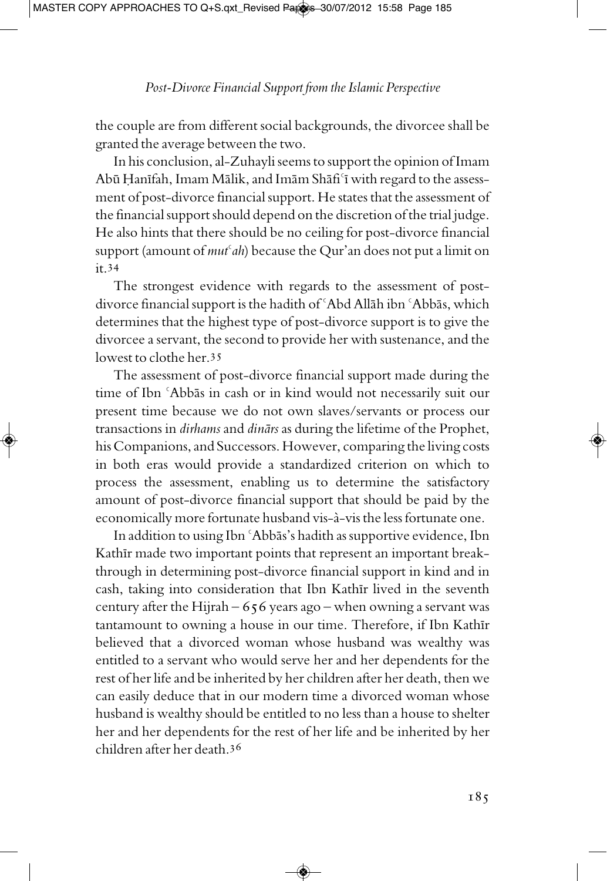the couple are from different social backgrounds, the divorcee shall be granted the average between the two.

In his conclusion, al-Zuhayli seems to support the opinion of Imam Abū Ḥanīfah, Imam Mālik, and Imām Shāfiʿī with regard to the assessment of post-divorce financial support. He states that the assessment of the financial support should depend on the discretion of the trial judge. He also hints that there should be no ceiling for post-divorce financial support (amount of *mutʿah*) because the Qur'an does not put a limit on it.[34]

The strongest evidence with regards to the assessment of post-divorce financial support is the hadith of ʿAbd Allāh ibn ʿAbbās, which determines that the highest type of post-divorce support is to give the divorcee a servant, the second to provide her with sustenance, and the lowest to clothe her.[35]

The assessment of post-divorce financial support made during the time of Ibn ʿAbbās in cash or in kind would not necessarily suit our present time because we do not own slaves/servants or process our transactions in *dirhams* and *dinārs* as during the lifetime of the Prophet, his Companions, and Successors. However, comparing the living costs in both eras would provide a standardized criterion on which to process the assessment, enabling us to determine the satisfactory amount of post-divorce financial support that should be paid by the economically more fortunate husband vis-à-vis the less fortunate one.

In addition to using Ibn ʿAbbās's hadith as supportive evidence, Ibn Kathīr made two important points that represent an important breakthrough in determining post-divorce financial support in kind and in cash, taking into consideration that Ibn Kathīr lived in the seventh century after the Hijrah – 656 years ago – when owning a servant was tantamount to owning a house in our time. Therefore, if Ibn Kathīr believed that a divorced woman whose husband was wealthy was entitled to a servant who would serve her and her dependents for the rest of her life and be inherited by her children after her death, then we can easily deduce that in our modern time a divorced woman whose husband is wealthy should be entitled to no less than a house to shelter her and her dependents for the rest of her life and be inherited by her children after her death.[36]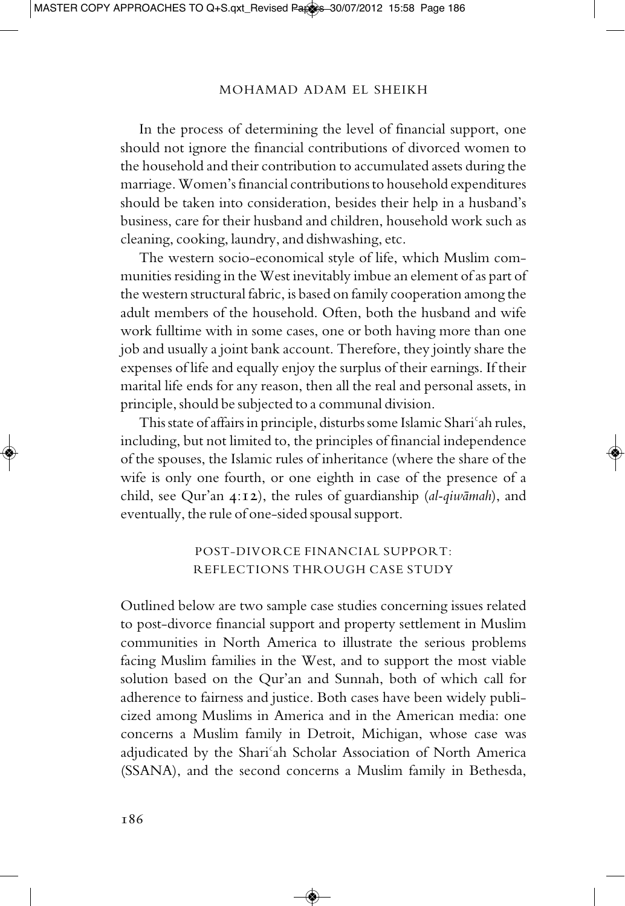In the process of determining the level of financial support, one should not ignore the financial contributions of divorced women to the household and their contribution to accumulated assets during the marriage. Women's financial contributions to household expenditures should be taken into consideration, besides their help in a husband's business, care for their husband and children, household work such as cleaning, cooking, laundry, and dishwashing, etc.

The western socio-economical style of life, which Muslim communities residing in the West inevitably imbue an element of as part of the western structural fabric, is based on family cooperation among the adult members of the household. Often, both the husband and wife work fulltime with in some cases, one or both having more than one job and usually a joint bank account. Therefore, they jointly share the expenses of life and equally enjoy the surplus of their earnings. If their marital life ends for any reason, then all the real and personal assets, in principle, should be subjected to a communal division.

This state of affairs in principle, disturbs some Islamic Shariʿah rules, including, but not limited to, the principles of financial independence of the spouses, the Islamic rules of inheritance (where the share of the wife is only one fourth, or one eighth in case of the presence of a child, see Qur'an 4:12), the rules of guardianship (*al-qiwāmah*), and eventually, the rule of one-sided spousal support.

## POST-DIVORCE FINANCIAL SUPPORT: REFLECTIONS THROUGH CASE STUDY

Outlined below are two sample case studies concerning issues related to post-divorce financial support and property settlement in Muslim communities in North America to illustrate the serious problems facing Muslim families in the West, and to support the most viable solution based on the Qur'an and Sunnah, both of which call for adherence to fairness and justice. Both cases have been widely publicized among Muslims in America and in the American media: one concerns a Muslim family in Detroit, Michigan, whose case was adjudicated by the Shariʿah Scholar Association of North America (SSANA), and the second concerns a Muslim family in Bethesda,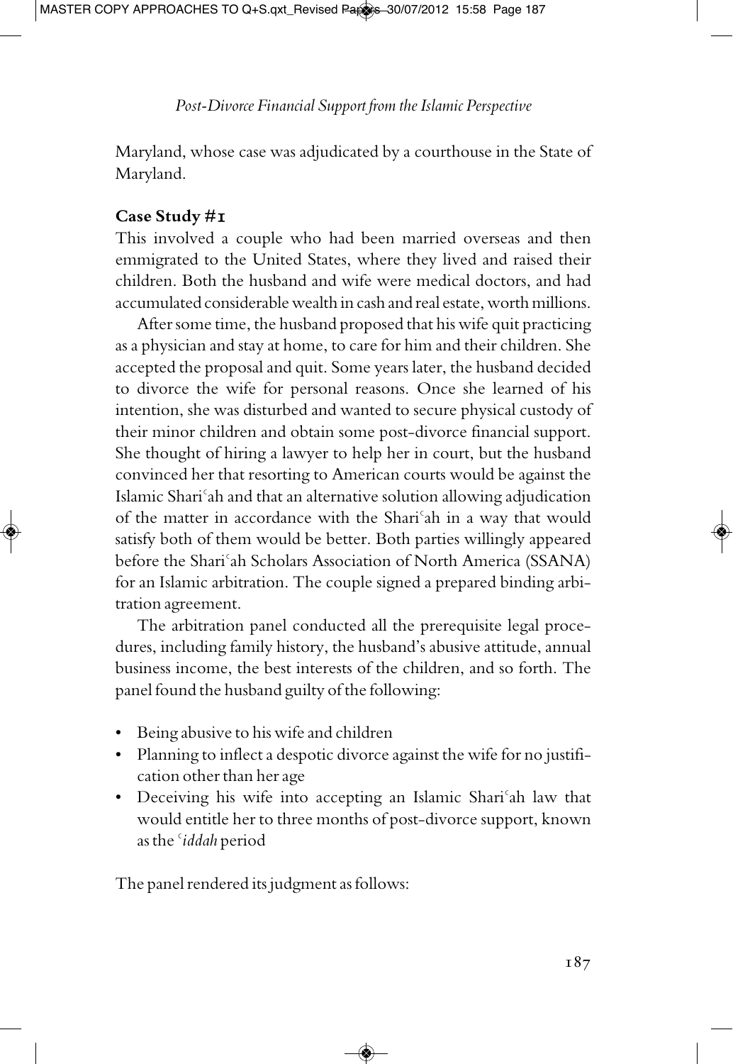Maryland, whose case was adjudicated by a courthouse in the State of Maryland.

**Case Study #1**

This involved a couple who had been married overseas and then emmigrated to the United States, where they lived and raised their children. Both the husband and wife were medical doctors, and had accumulated considerable wealth in cash and real estate, worth millions.

After some time, the husband proposed that his wife quit practicing as a physician and stay at home, to care for him and their children. She accepted the proposal and quit. Some years later, the husband decided to divorce the wife for personal reasons. Once she learned of his intention, she was disturbed and wanted to secure physical custody of their minor children and obtain some post-divorce financial support. She thought of hiring a lawyer to help her in court, but the husband convinced her that resorting to American courts would be against the Islamic Shariʿah and that an alternative solution allowing adjudication of the matter in accordance with the Shariʿah in a way that would satisfy both of them would be better. Both parties willingly appeared before the Shariʿah Scholars Association of North America (SSANA) for an Islamic arbitration. The couple signed a prepared binding arbitration agreement.

The arbitration panel conducted all the prerequisite legal procedures, including family history, the husband's abusive attitude, annual business income, the best interests of the children, and so forth. The panel found the husband guilty of the following:

- Being abusive to his wife and children
- Planning to inflect a despotic divorce against the wife for no justification other than her age
- Deceiving his wife into accepting an Islamic Shariʿah law that would entitle her to three months of post-divorce support, known as the *ʿiddah* period

The panel rendered its judgment as follows: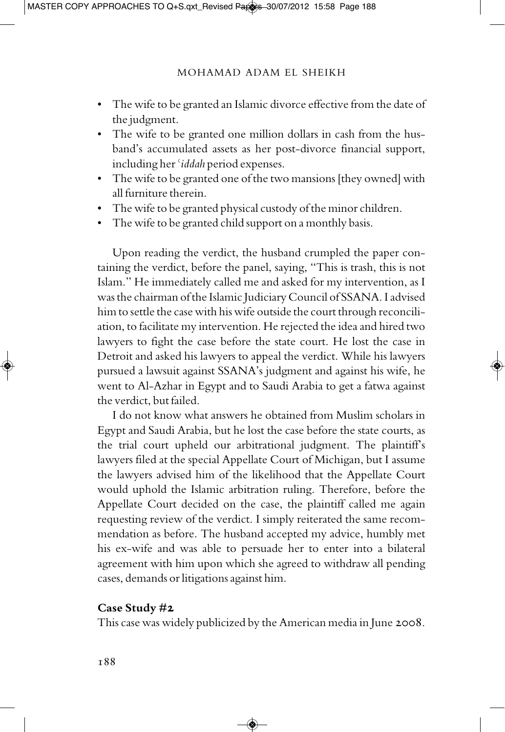- The wife to be granted an Islamic divorce effective from the date of the judgment.
- The wife to be granted one million dollars in cash from the husband's accumulated assets as her post-divorce financial support, including her *ʿiddah* period expenses.
- The wife to be granted one of the two mansions [they owned] with all furniture therein.
- The wife to be granted physical custody of the minor children.
- The wife to be granted child support on a monthly basis.

Upon reading the verdict, the husband crumpled the paper containing the verdict, before the panel, saying, "This is trash, this is not Islam." He immediately called me and asked for my intervention, as I was the chairman of the Islamic Judiciary Council of SSANA. I advised him to settle the case with his wife outside the court through reconciliation, to facilitate my intervention. He rejected the idea and hired two lawyers to fight the case before the state court. He lost the case in Detroit and asked his lawyers to appeal the verdict. While his lawyers pursued a lawsuit against SSANA's judgment and against his wife, he went to Al-Azhar in Egypt and to Saudi Arabia to get a fatwa against the verdict, but failed.

I do not know what answers he obtained from Muslim scholars in Egypt and Saudi Arabia, but he lost the case before the state courts, as the trial court upheld our arbitrational judgment. The plaintiff's lawyers filed at the special Appellate Court of Michigan, but I assume the lawyers advised him of the likelihood that the Appellate Court would uphold the Islamic arbitration ruling. Therefore, before the Appellate Court decided on the case, the plaintiff called me again requesting review of the verdict. I simply reiterated the same recommendation as before. The husband accepted my advice, humbly met his ex-wife and was able to persuade her to enter into a bilateral agreement with him upon which she agreed to withdraw all pending cases, demands or litigations against him.

**Case Study #2**

This case was widely publicized by the American media in June 2008.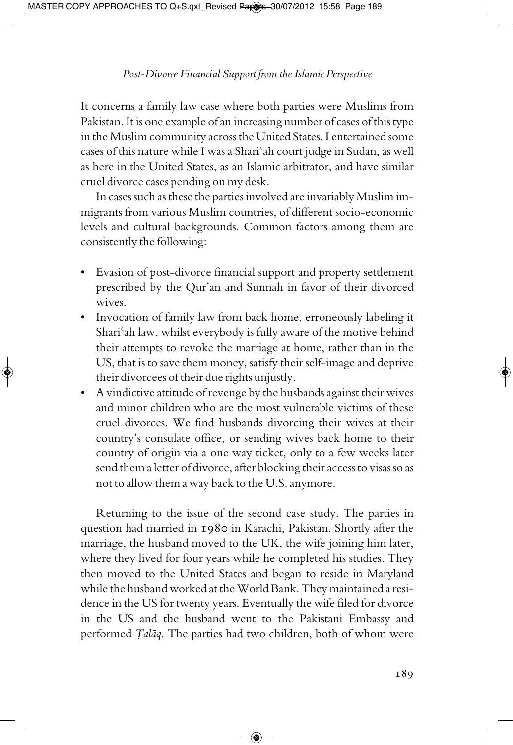It concerns a family law case where both parties were Muslims from Pakistan. It is one example of an increasing number of cases of this type in the Muslim community across the United States. I entertained some cases of this nature while I was a Shariʿah court judge in Sudan, as well as here in the United States, as an Islamic arbitrator, and have similar cruel divorce cases pending on my desk.

In cases such as these the parties involved are invariably Muslim immigrants from various Muslim countries, of different socio-economic levels and cultural backgrounds. Common factors among them are consistently the following:

- Evasion of post-divorce financial support and property settlement prescribed by the Qur'an and Sunnah in favor of their divorced wives.
- Invocation of family law from back home, erroneously labeling it Shariʿah law, whilst everybody is fully aware of the motive behind their attempts to revoke the marriage at home, rather than in the US, that is to save them money, satisfy their self-image and deprive their divorcees of their due rights unjustly.
- A vindictive attitude of revenge by the husbands against their wives and minor children who are the most vulnerable victims of these cruel divorces. We find husbands divorcing their wives at their country's consulate office, or sending wives back home to their country of origin via a one way ticket, only to a few weeks later send them a letter of divorce, after blocking their access to visas so as not to allow them a way back to the U.S. anymore.

Returning to the issue of the second case study. The parties in question had married in 1980 in Karachi, Pakistan. Shortly after the marriage, the husband moved to the UK, the wife joining him later, where they lived for four years while he completed his studies. They then moved to the United States and began to reside in Maryland while the husband worked at the World Bank. They maintained a residence in the US for twenty years. Eventually the wife filed for divorce in the US and the husband went to the Pakistani Embassy and performed *Ṭalāq*. The parties had two children, both of whom were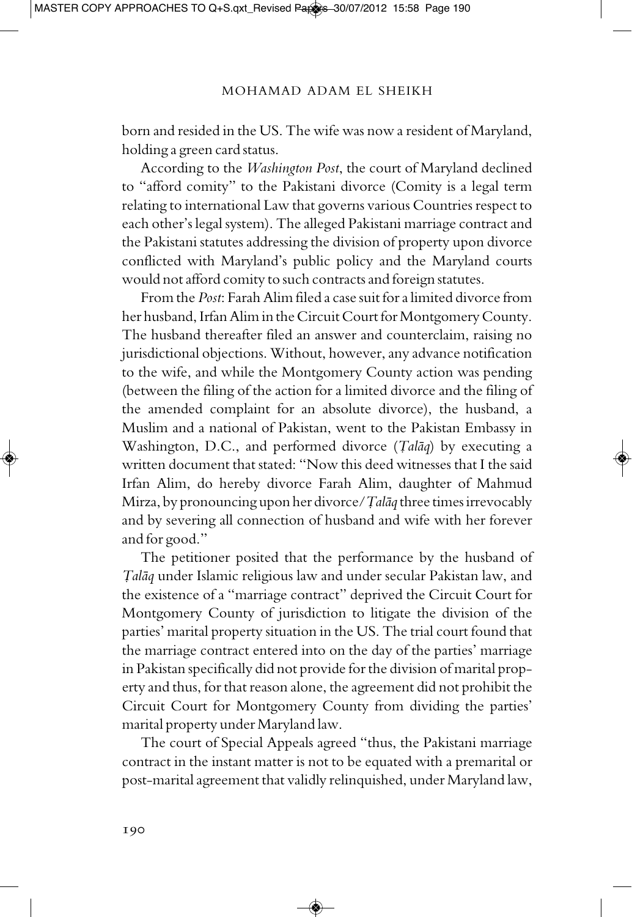born and resided in the US. The wife was now a resident of Maryland, holding a green card status.

According to the *Washington Post*, the court of Maryland declined to "afford comity" to the Pakistani divorce (Comity is a legal term relating to international Law that governs various Countries respect to each other's legal system). The alleged Pakistani marriage contract and the Pakistani statutes addressing the division of property upon divorce conflicted with Maryland's public policy and the Maryland courts would not afford comity to such contracts and foreign statutes.

From the *Post*: Farah Alim filed a case suit for a limited divorce from her husband, Irfan Alim in the Circuit Court for Montgomery County. The husband thereafter filed an answer and counterclaim, raising no jurisdictional objections. Without, however, any advance notification to the wife, and while the Montgomery County action was pending (between the filing of the action for a limited divorce and the filing of the amended complaint for an absolute divorce), the husband, a Muslim and a national of Pakistan, went to the Pakistan Embassy in Washington, D.C., and performed divorce (*Ṭalāq*) by executing a written document that stated: "Now this deed witnesses that I the said Irfan Alim, do hereby divorce Farah Alim, daughter of Mahmud Mirza, by pronouncing upon her divorce/*Ṭalāq* three times irrevocably and by severing all connection of husband and wife with her forever and for good."

The petitioner posited that the performance by the husband of *Ṭalāq* under Islamic religious law and under secular Pakistan law, and the existence of a "marriage contract" deprived the Circuit Court for Montgomery County of jurisdiction to litigate the division of the parties' marital property situation in the US. The trial court found that the marriage contract entered into on the day of the parties' marriage in Pakistan specifically did not provide for the division of marital property and thus, for that reason alone, the agreement did not prohibit the Circuit Court for Montgomery County from dividing the parties' marital property under Maryland law.

The court of Special Appeals agreed "thus, the Pakistani marriage contract in the instant matter is not to be equated with a premarital or post-marital agreement that validly relinquished, under Maryland law,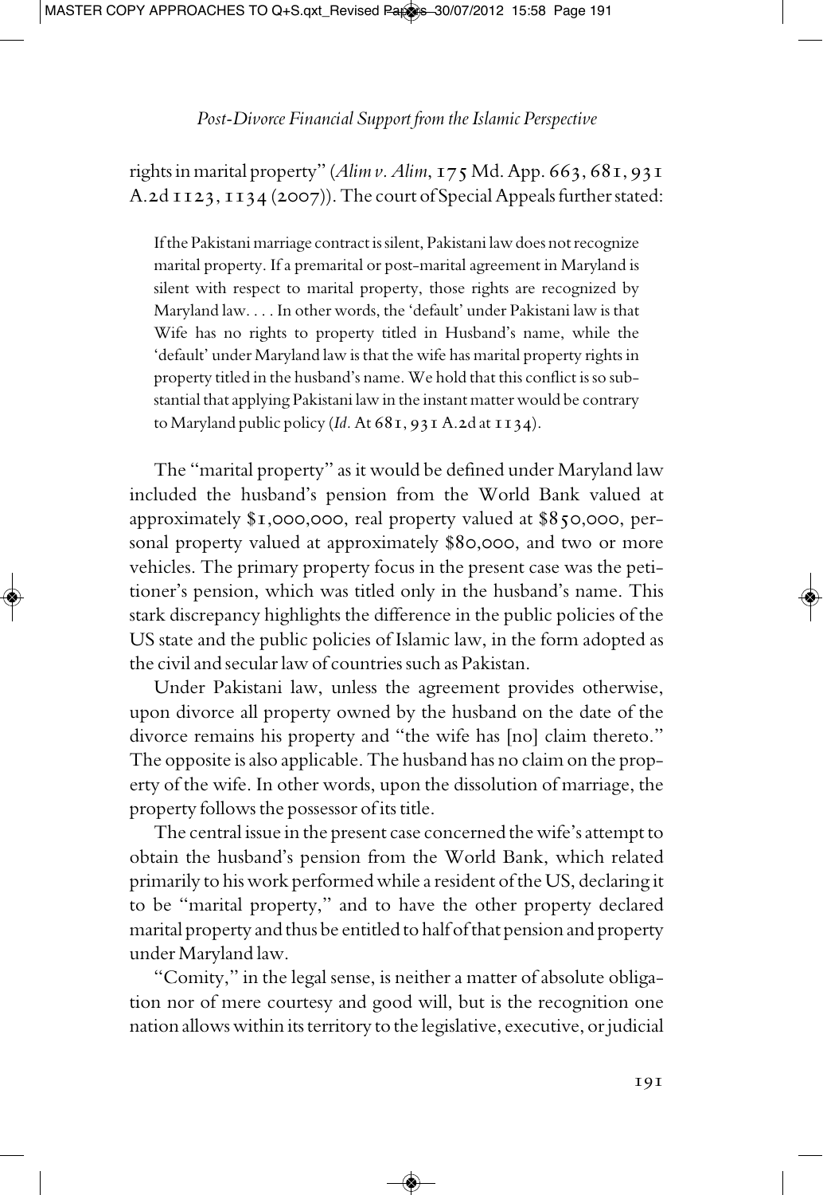rights in marital property" (*Alim v. Alim*, 175 Md. App. 663, 681, 931 A.2d 1123, 1134 (2007)). The court of Special Appeals further stated:

> If the Pakistani marriage contract is silent, Pakistani law does not recognize marital property. If a premarital or post-marital agreement in Maryland is silent with respect to marital property, those rights are recognized by Maryland law. . . . In other words, the 'default' under Pakistani law is that Wife has no rights to property titled in Husband's name, while the 'default' under Maryland law is that the wife has marital property rights in property titled in the husband's name. We hold that this conflict is so substantial that applying Pakistani law in the instant matter would be contrary to Maryland public policy (*Id.* At 681, 931 A.2d at 1134).

The "marital property" as it would be defined under Maryland law included the husband's pension from the World Bank valued at approximately $1,000,000, real property valued at $850,000, personal property valued at approximately $80,000, and two or more vehicles. The primary property focus in the present case was the petitioner's pension, which was titled only in the husband's name. This stark discrepancy highlights the difference in the public policies of the US state and the public policies of Islamic law, in the form adopted as the civil and secular law of countries such as Pakistan.

Under Pakistani law, unless the agreement provides otherwise, upon divorce all property owned by the husband on the date of the divorce remains his property and "the wife has [no] claim thereto." The opposite is also applicable. The husband has no claim on the property of the wife. In other words, upon the dissolution of marriage, the property follows the possessor of its title.

The central issue in the present case concerned the wife's attempt to obtain the husband's pension from the World Bank, which related primarily to his work performed while a resident of the US, declaring it to be "marital property," and to have the other property declared marital property and thus be entitled to half of that pension and property under Maryland law.

"Comity," in the legal sense, is neither a matter of absolute obligation nor of mere courtesy and good will, but is the recognition one nation allows within its territory to the legislative, executive, or judicial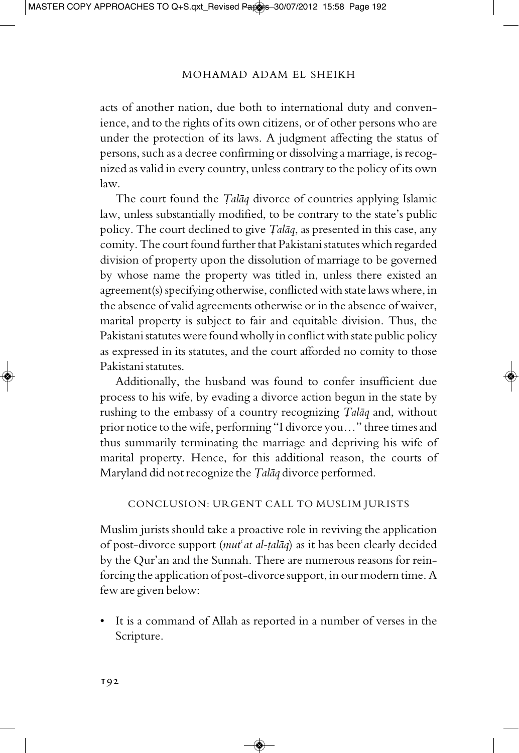acts of another nation, due both to international duty and convenience, and to the rights of its own citizens, or of other persons who are under the protection of its laws. A judgment affecting the status of persons, such as a decree confirming or dissolving a marriage, is recognized as valid in every country, unless contrary to the policy of its own law.

The court found the *Ṭalāq* divorce of countries applying Islamic law, unless substantially modified, to be contrary to the state's public policy. The court declined to give *Ṭalāq*, as presented in this case, any comity. The court found further that Pakistani statutes which regarded division of property upon the dissolution of marriage to be governed by whose name the property was titled in, unless there existed an agreement(s) specifying otherwise, conflicted with state laws where, in the absence of valid agreements otherwise or in the absence of waiver, marital property is subject to fair and equitable division. Thus, the Pakistani statutes were found wholly in conflict with state public policy as expressed in its statutes, and the court afforded no comity to those Pakistani statutes.

Additionally, the husband was found to confer insufficient due process to his wife, by evading a divorce action begun in the state by rushing to the embassy of a country recognizing *Ṭalāq* and, without prior notice to the wife, performing "I divorce you…" three times and thus summarily terminating the marriage and depriving his wife of marital property. Hence, for this additional reason, the courts of Maryland did not recognize the *Ṭalāq* divorce performed.

## CONCLUSION: URGENT CALL TO MUSLIM JURISTS

Muslim jurists should take a proactive role in reviving the application of post-divorce support (*mutʿat al-ṭalāq*) as it has been clearly decided by the Qur'an and the Sunnah. There are numerous reasons for reinforcing the application of post-divorce support, in our modern time. A few are given below:

- It is a command of Allah as reported in a number of verses in the Scripture.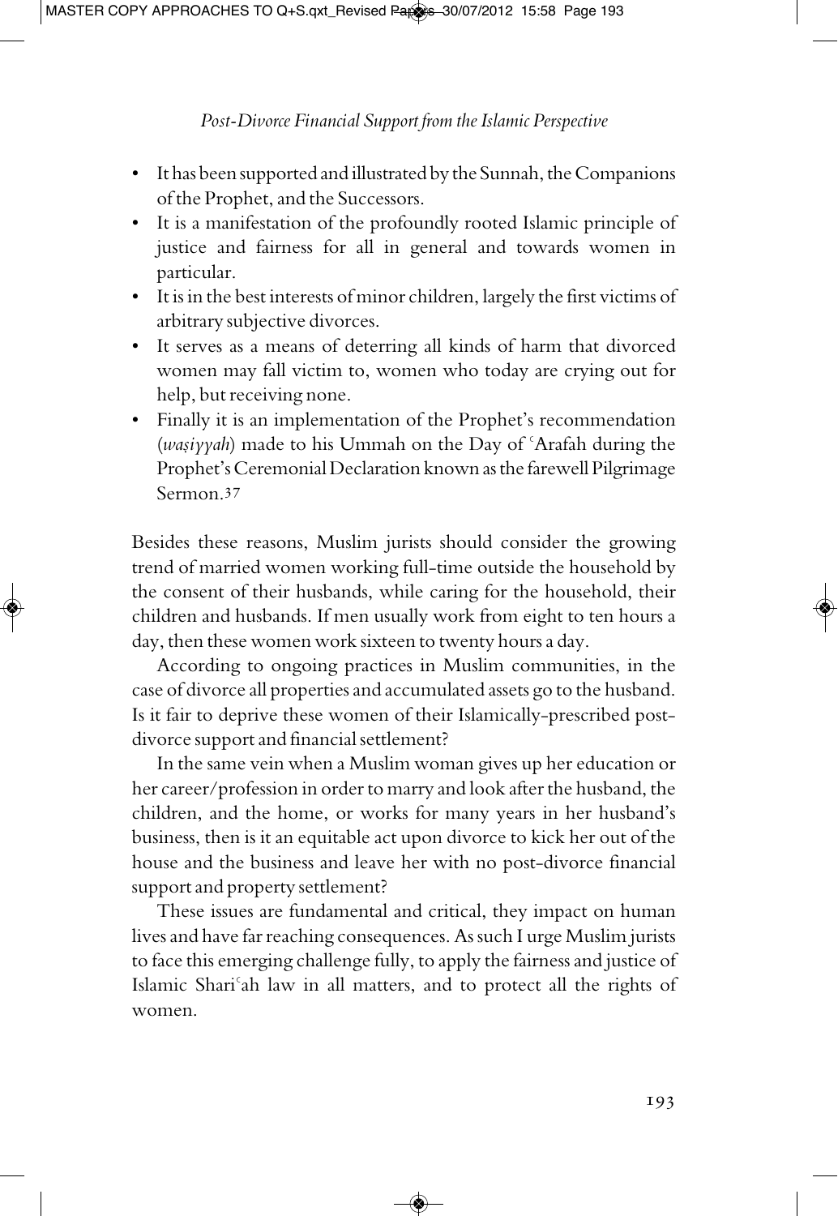- It has been supported and illustrated by the Sunnah, the Companions of the Prophet, and the Successors.
- It is a manifestation of the profoundly rooted Islamic principle of justice and fairness for all in general and towards women in particular.
- It is in the best interests of minor children, largely the first victims of arbitrary subjective divorces.
- It serves as a means of deterring all kinds of harm that divorced women may fall victim to, women who today are crying out for help, but receiving none.
- Finally it is an implementation of the Prophet's recommendation (*waṣiyyah*) made to his Ummah on the Day of ʿArafah during the Prophet's Ceremonial Declaration known as the farewell Pilgrimage Sermon.[37]

Besides these reasons, Muslim jurists should consider the growing trend of married women working full-time outside the household by the consent of their husbands, while caring for the household, their children and husbands. If men usually work from eight to ten hours a day, then these women work sixteen to twenty hours a day.

According to ongoing practices in Muslim communities, in the case of divorce all properties and accumulated assets go to the husband. Is it fair to deprive these women of their Islamically-prescribed post-divorce support and financial settlement?

In the same vein when a Muslim woman gives up her education or her career/profession in order to marry and look after the husband, the children, and the home, or works for many years in her husband's business, then is it an equitable act upon divorce to kick her out of the house and the business and leave her with no post-divorce financial support and property settlement?

These issues are fundamental and critical, they impact on human lives and have far reaching consequences. As such I urge Muslim jurists to face this emerging challenge fully, to apply the fairness and justice of Islamic Shariʿah law in all matters, and to protect all the rights of women.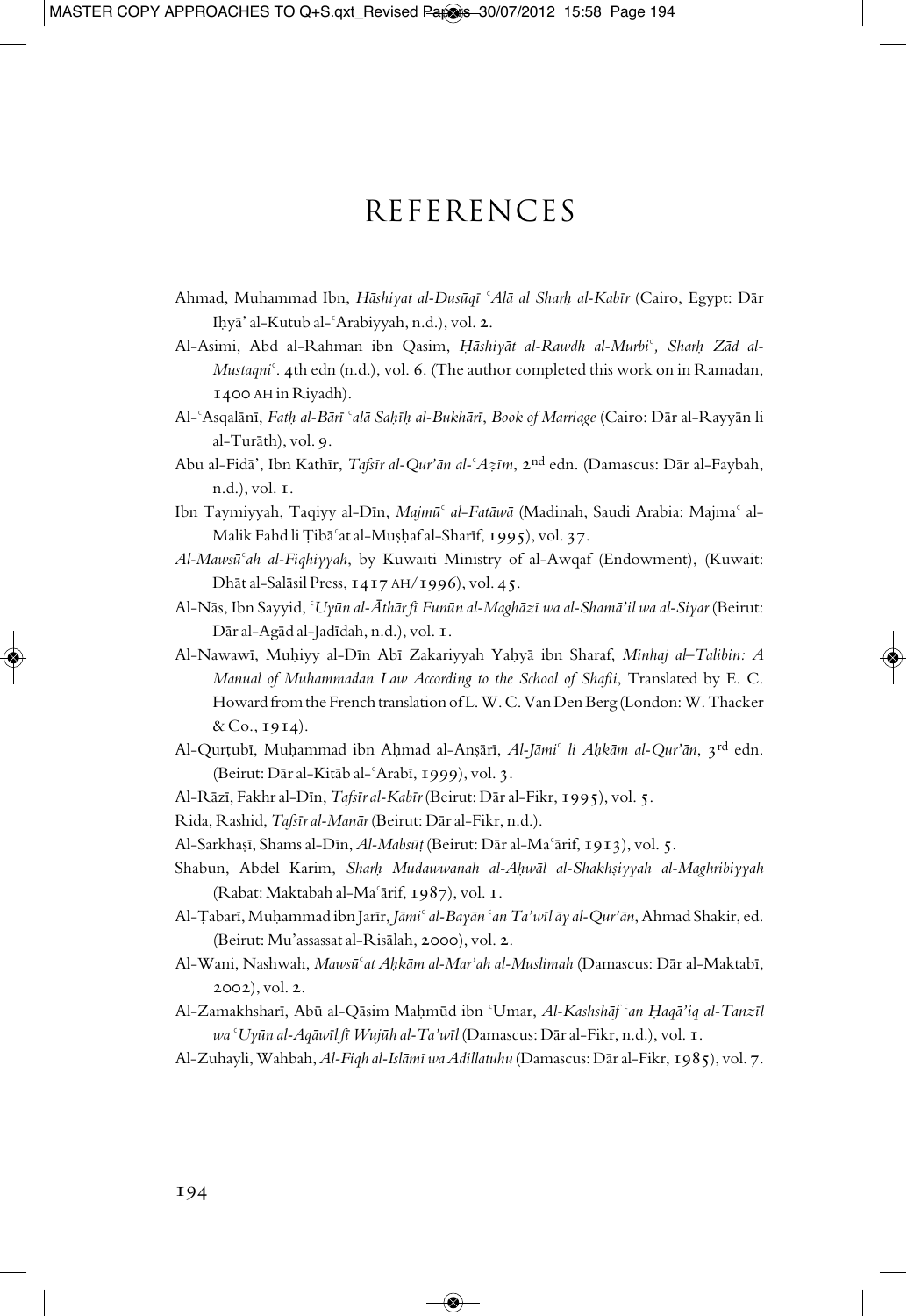# REFERENCES

Ahmad, Muhammad Ibn, *Hāshiyat al-Dusūqī ʿAlā al Sharḥ al-Kabīr* (Cairo, Egypt: Dār Iḥyā' al-Kutub al-ʿArabiyyah, n.d.), vol. 2.

Al-Asimi, Abd al-Rahman ibn Qasim, *Ḥāshiyāt al-Rawdh al-Murbiʿ, Sharḥ Zād al-Mustaqniʿ*. 4th edn (n.d.), vol. 6. (The author completed this work on in Ramadan, 1400 AH in Riyadh).

Al-ʿAsqalānī, *Fatḥ al-Bārī ʿalā Saḥīḥ al-Bukhārī*, *Book of Marriage* (Cairo: Dār al-Rayyān li al-Turāth), vol. 9.

Abu al-Fidā', Ibn Kathīr, *Tafsīr al-Qur'ān al-ʿAẓīm*, 2nd edn. (Damascus: Dār al-Faybah, n.d.), vol. 1.

Ibn Taymiyyah, Taqiyy al-Dīn, *Majmūʿ al-Fatāwā* (Madinah, Saudi Arabia: Majmaʿ al-Malik Fahd li Ṭibāʿat al-Muṣḥaf al-Sharīf, 1995), vol. 37.

*Al-Mawsūʿah al-Fiqhiyyah*, by Kuwaiti Ministry of al-Awqaf (Endowment), (Kuwait: Dhāt al-Salāsil Press, 1417 AH/1996), vol. 45.

Al-Nās, Ibn Sayyid, *ʿUyūn al-Āthār fī Funūn al-Maghāzī wa al-Shamā'il wa al-Siyar* (Beirut: Dār al-Agād al-Jadīdah, n.d.), vol. 1.

Al-Nawawī, Muḥiyy al-Dīn Abī Zakariyyah Yaḥyā ibn Sharaf, *Minhaj al–Talibin: A Manual of Muhammadan Law According to the School of Shafii*, Translated by E. C. Howard from the French translation of L. W. C. Van Den Berg (London: W. Thacker & Co., 1914).

Al-Qurṭubī, Muḥammad ibn Aḥmad al-Anṣārī, *Al-Jāmiʿ li Aḥkām al-Qur'ān*, 3rd edn. (Beirut: Dār al-Kitāb al-ʿArabī, 1999), vol. 3.

Al-Rāzī, Fakhr al-Dīn, *Tafsīr al-Kabīr* (Beirut: Dār al-Fikr, 1995), vol. 5.

Rida, Rashid, *Tafsīr al-Manār* (Beirut: Dār al-Fikr, n.d.).

Al-Sarkhaṣī, Shams al-Dīn, *Al-Mabsūṭ* (Beirut: Dār al-Maʿārif, 1913), vol. 5.

Shabun, Abdel Karim, *Sharḥ Mudawwanah al-Aḥwāl al-Shakhṣiyyah al-Maghribiyyah* (Rabat: Maktabah al-Maʿārif, 1987), vol. 1.

Al-Ṭabarī, Muḥammad ibn Jarīr, *Jāmiʿ al-Bayān ʿan Ta'wīl āy al-Qur'ān*, Ahmad Shakir, ed. (Beirut: Mu'assassat al-Risālah, 2000), vol. 2.

Al-Wani, Nashwah, *Mawsūʿat Aḥkām al-Mar'ah al-Muslimah* (Damascus: Dār al-Maktabī, 2002), vol. 2.

Al-Zamakhsharī, Abū al-Qāsim Maḥmūd ibn ʿUmar, *Al-Kashshāf ʿan Ḥaqā'iq al-Tanzīl wa ʿUyūn al-Aqāwīl fī Wujūh al-Ta'wīl* (Damascus: Dār al-Fikr, n.d.), vol. 1.

Al-Zuhayli, Wahbah, *Al-Fiqh al-Islāmī wa Adillatuhu* (Damascus: Dār al-Fikr, 1985), vol. 7.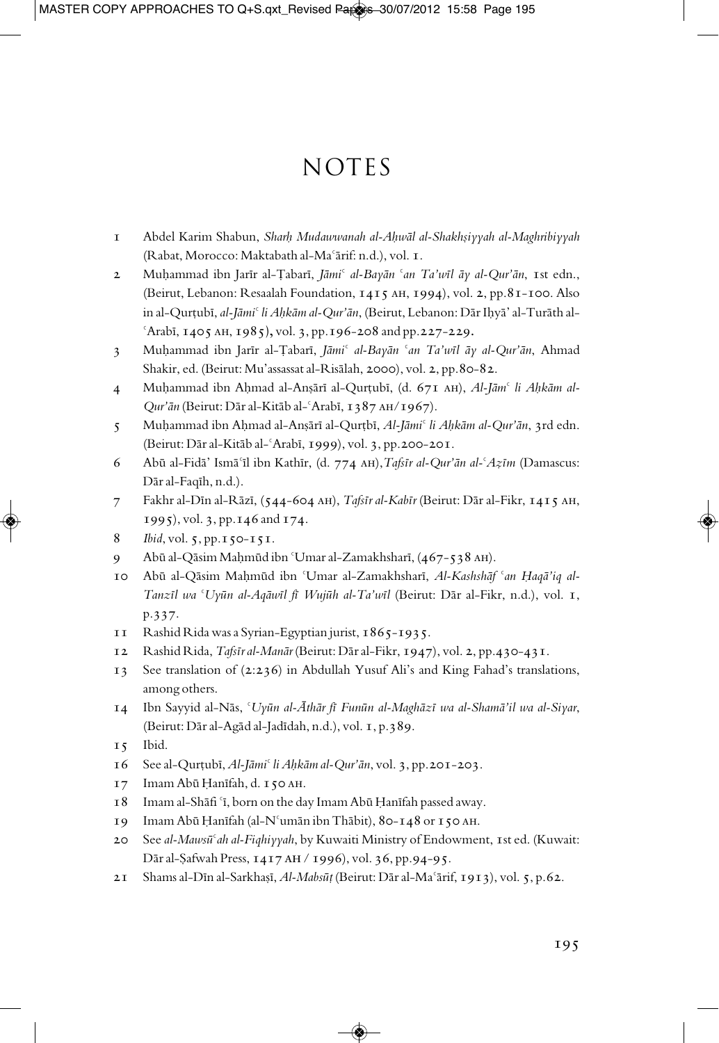# NOTES

1 Abdel Karim Shabun, *Sharḥ Mudawwanah al-Aḥwāl al-Shakhṣiyyah al-Maghribiyyah* (Rabat, Morocco: Maktabath al-Maʿārif: n.d.), vol. 1.

2 Muḥammad ibn Jarīr al-Ṭabarī, *Jāmiʿ al-Bayān ʿan Ta'wīl āy al-Qur'ān*, 1st edn., (Beirut, Lebanon: Resaalah Foundation, 1415 AH, 1994), vol. 2, pp.81-100. Also in al-Qurṭubī, *al-Jāmiʿ li Aḥkām al-Qur'ān*, (Beirut, Lebanon: Dār Iḥyā' al-Turāth al-ʿArabī, 1405 AH, 1985), vol. 3, pp.196-208 and pp.227-229.

3 Muḥammad ibn Jarīr al-Ṭabarī, *Jāmiʿ al-Bayān ʿan Ta'wīl āy al-Qur'ān*, Ahmad Shakir, ed. (Beirut: Mu'assassat al-Risālah, 2000), vol. 2, pp.80-82.

4 Muḥammad ibn Aḥmad al-Anṣārī al-Qurṭubī, (d. 671 AH), *Al-Jāmʿ li Aḥkām al-Qur'ān* (Beirut: Dār al-Kitāb al-ʿArabī, 1387 AH/1967).

5 Muḥammad ibn Aḥmad al-Anṣārī al-Qurṭbī, *Al-Jāmiʿ li Aḥkām al-Qur'ān*, 3rd edn. (Beirut: Dār al-Kitāb al-ʿArabī, 1999), vol. 3, pp.200-201.

6 Abū al-Fidā' Ismāʿīl ibn Kathīr, (d. 774 AH), *Tafsīr al-Qur'ān al-ʿAẓīm* (Damascus: Dār al-Faqīh, n.d.).

7 Fakhr al-Dīn al-Rāzī, (544-604 AH), *Tafsīr al-Kabīr* (Beirut: Dār al-Fikr, 1415 AH, 1995), vol. 3, pp.146 and 174.

8 *Ibid*, vol. 5, pp.150-151.

9 Abū al-Qāsim Maḥmūd ibn ʿUmar al-Zamakhsharī, (467-538 AH).

10 Abū al-Qāsim Maḥmūd ibn ʿUmar al-Zamakhsharī, *Al-Kashshāf ʿan Ḥaqā'iq al-Tanzīl wa ʿUyūn al-Aqāwīl fī Wujūh al-Ta'wīl* (Beirut: Dār al-Fikr, n.d.), vol. 1, p.337.

11 Rashid Rida was a Syrian-Egyptian jurist, 1865-1935.

12 Rashid Rida, *Tafsīr al-Manār* (Beirut: Dār al-Fikr, 1947), vol. 2, pp.430-431.

13 See translation of (2:236) in Abdullah Yusuf Ali's and King Fahad's translations, among others.

14 Ibn Sayyid al-Nās, *ʿUyūn al-Āthār fī Funūn al-Maghāzī wa al-Shamā'il wa al-Siyar*, (Beirut: Dār al-Agād al-Jadīdah, n.d.), vol. 1, p.389.

15 Ibid.

16 See al-Qurṭubī, *Al-Jāmiʿ li Aḥkām al-Qur'ān*, vol. 3, pp.201-203.

17 Imam Abū Ḥanīfah, d. 150 AH.

18 Imam al-Shāfiʿī, born on the day Imam Abū Ḥanīfah passed away.

19 Imam Abū Ḥanīfah (al-Nʿumān ibn Thābit), 80-148 or 150 AH.

20 See *al-Mawsūʿah al-Fiqhiyyah*, by Kuwaiti Ministry of Endowment, 1st ed. (Kuwait: Dār al-Ṣafwah Press, 1417 AH / 1996), vol. 36, pp.94-95.

21 Shams al-Dīn al-Sarkhaṣī, *Al-Mabsūṭ* (Beirut: Dār al-Maʿārif, 1913), vol. 5, p.62.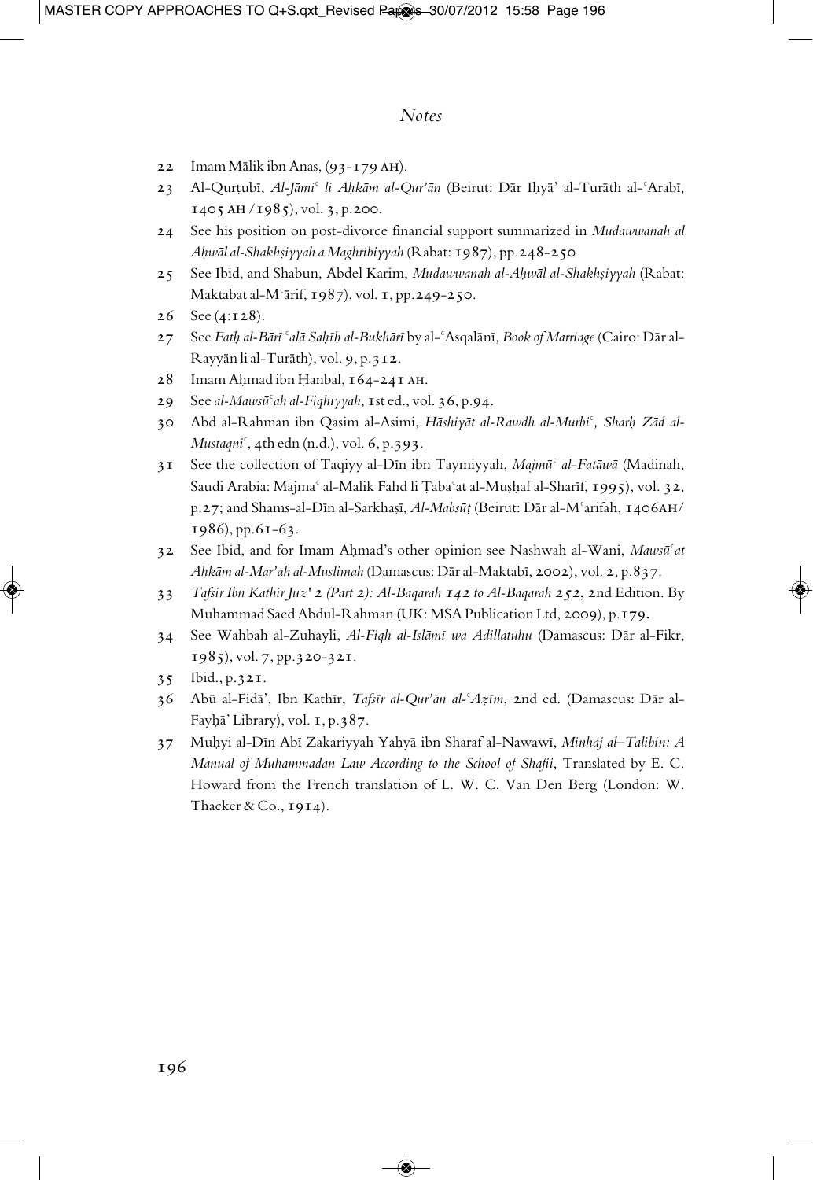## *Notes*

22 Imam Mālik ibn Anas, (93–179 AH).

23 Al-Qurṭubī, *Al-Jāmiʿ li Aḥkām al-Qur'ān* (Beirut: Dār Iḥyā' al-Turāth al-ʿArabī, 1405 AH / 1985), vol. 3, p.200.

24 See his position on post-divorce financial support summarized in *Mudawwanah al Aḥwāl al-Shakhṣiyyah a Maghribiyyah* (Rabat: 1987), pp.248–250

25 See Ibid, and Shabun, Abdel Karim, *Mudawwanah al-Aḥwāl al-Shakhṣiyyah* (Rabat: Maktabat al-Mʿārif, 1987), vol. 1, pp.249–250.

26 See (4:128).

27 See *Fatḥ al-Bārī ʿalā Saḥīḥ al-Bukhārī* by al-ʿAsqalānī, *Book of Marriage* (Cairo: Dār al-Rayyān li al-Turāth), vol. 9, p.312.

28 Imam Aḥmad ibn Ḥanbal, 164–241 AH.

29 See *al-Mawsūʿah al-Fiqhiyyah*, 1st ed., vol. 36, p.94.

30 Abd al-Rahman ibn Qasim al-Asimi, *Hāshiyāt al-Rawdh al-Murbiʿ, Sharḥ Zād al-Mustaqniʿ*, 4th edn (n.d.), vol. 6, p.393.

31 See the collection of Taqiyy al-Dīn ibn Taymiyyah, *Majmūʿ al-Fatāwā* (Madinah, Saudi Arabia: Majmaʿ al-Malik Fahd li Ṭabaʿat al-Muṣḥaf al-Sharīf, 1995), vol. 32, p.27; and Shams-al-Dīn al-Sarkhaṣī, *Al-Mabsūṭ* (Beirut: Dār al-Mʿarifah, 1406AH/ 1986), pp.61–63.

32 See Ibid, and for Imam Aḥmad's other opinion see Nashwah al-Wani, *Mawsūʿat Aḥkām al-Mar'ah al-Muslimah* (Damascus: Dār al-Maktabī, 2002), vol. 2, p.837.

33 *Tafsir Ibn Kathir Juz' 2 (Part 2): Al-Baqarah 142 to Al-Baqarah 252*, 2nd Edition. By Muhammad Saed Abdul-Rahman (UK: MSA Publication Ltd, 2009), p.179.

34 See Wahbah al-Zuhayli, *Al-Fiqh al-Islāmī wa Adillatuhu* (Damascus: Dār al-Fikr, 1985), vol. 7, pp.320–321.

35 Ibid., p.321.

36 Abū al-Fidā', Ibn Kathīr, *Tafsīr al-Qur'ān al-ʿAẓīm*, 2nd ed. (Damascus: Dār al-Fayḥā' Library), vol. 1, p.387.

37 Muḥyi al-Dīn Abī Zakariyyah Yaḥyā ibn Sharaf al-Nawawī, *Minhaj al–Talibin: A Manual of Muhammadan Law According to the School of Shafii*, Translated by E. C. Howard from the French translation of L. W. C. Van Den Berg (London: W. Thacker & Co., 1914).